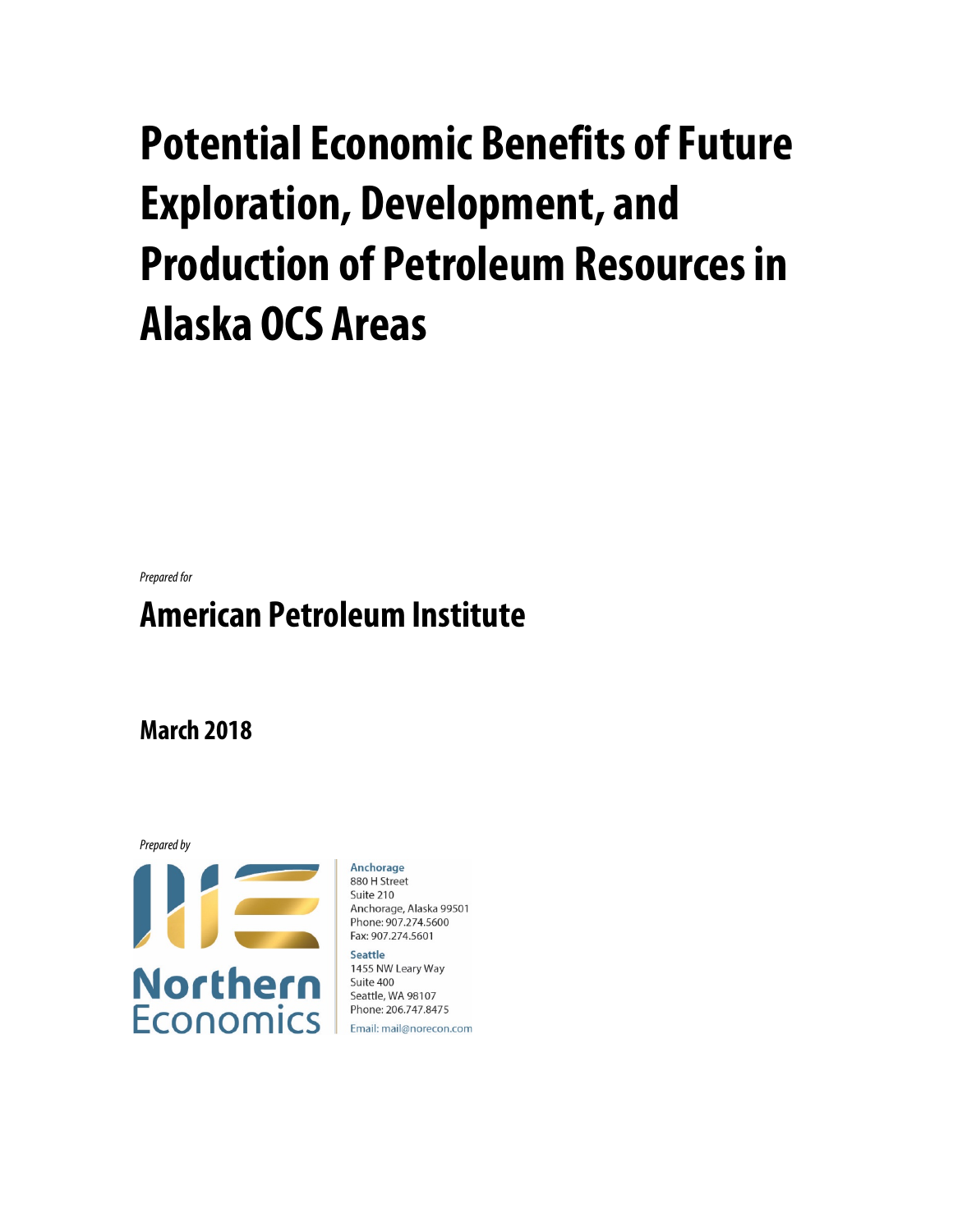# Potential Economic Benefits of Future Exploration, Development, and Production of Petroleum Resources in Alaska OCS Areas

*Prepared for*

## American Petroleum Institute

**March 2018**

*Prepared by*

Northern Economics

**Anchorage**
880 H Street
Suite 210
Anchorage, Alaska 99501
Phone: 907.274.5600
Fax: 907.274.5601

**Seattle**
1455 NW Leary Way
Suite 400
Seattle, WA 98107
Phone: 206.747.8475

Email: mail@norecon.com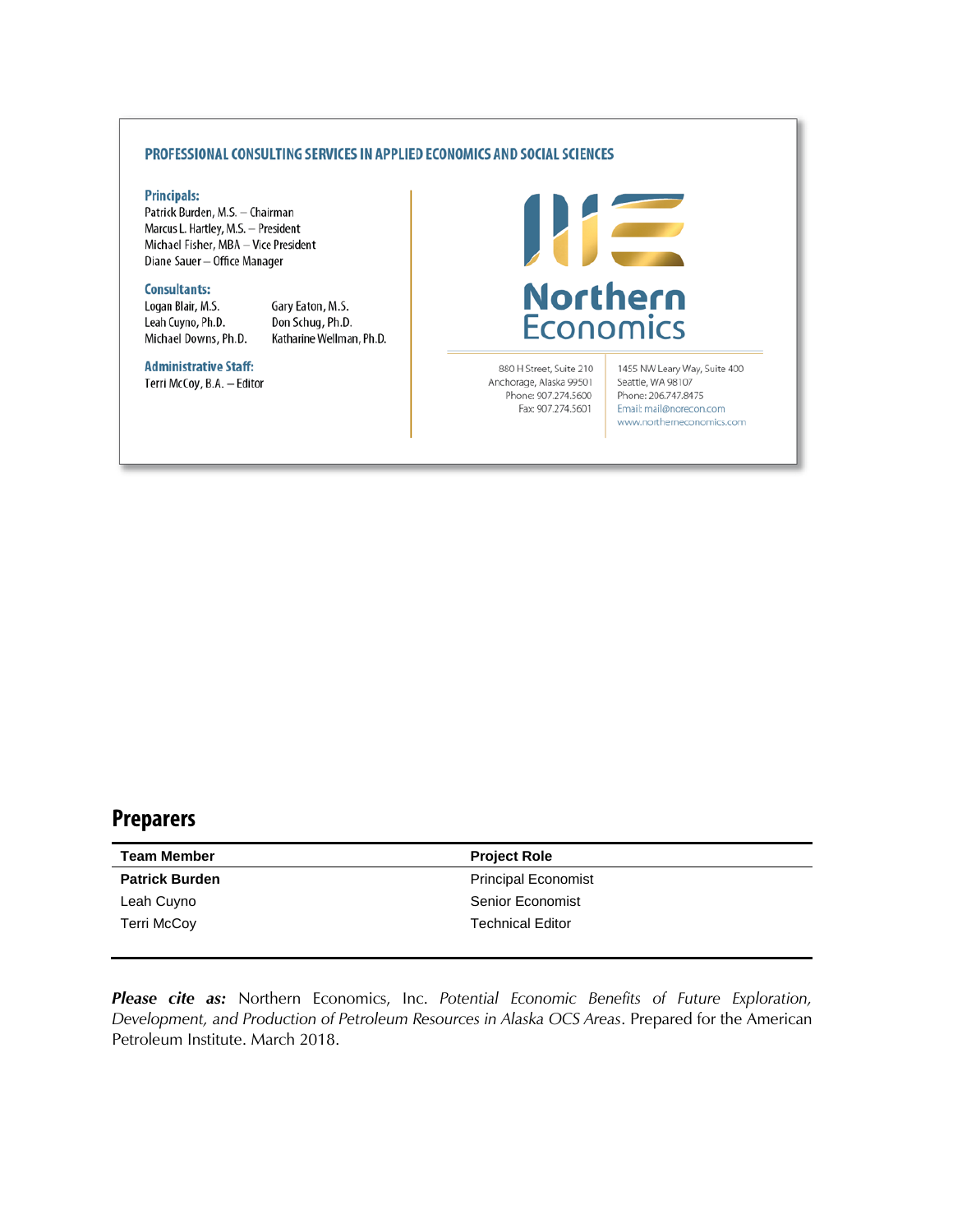**PROFESSIONAL CONSULTING SERVICES IN APPLIED ECONOMICS AND SOCIAL SCIENCES**

**Principals:**

Patrick Burden, M.S. – Chairman
Marcus L. Hartley, M.S. – President
Michael Fisher, MBA – Vice President
Diane Sauer – Office Manager

**Consultants:**

Logan Blair, M.S.
Leah Cuyno, Ph.D.
Michael Downs, Ph.D.
Gary Eaton, M.S.
Don Schug, Ph.D.
Katharine Wellman, Ph.D.

**Administrative Staff:**

Terri McCoy, B.A. – Editor

Northern Economics

880 H Street, Suite 210
Anchorage, Alaska 99501
Phone: 907.274.5600
Fax: 907.274.5601

1455 NW Leary Way, Suite 400
Seattle, WA 98107
Phone: 206.747.8475
Email: mail@norecon.com
www.northerneconomics.com

## Preparers

| Team Member | Project Role |
|---|---|
| **Patrick Burden** | Principal Economist |
| Leah Cuyno | Senior Economist |
| Terri McCoy | Technical Editor |

***Please cite as:*** Northern Economics, Inc. *Potential Economic Benefits of Future Exploration, Development, and Production of Petroleum Resources in Alaska OCS Areas*. Prepared for the American Petroleum Institute. March 2018.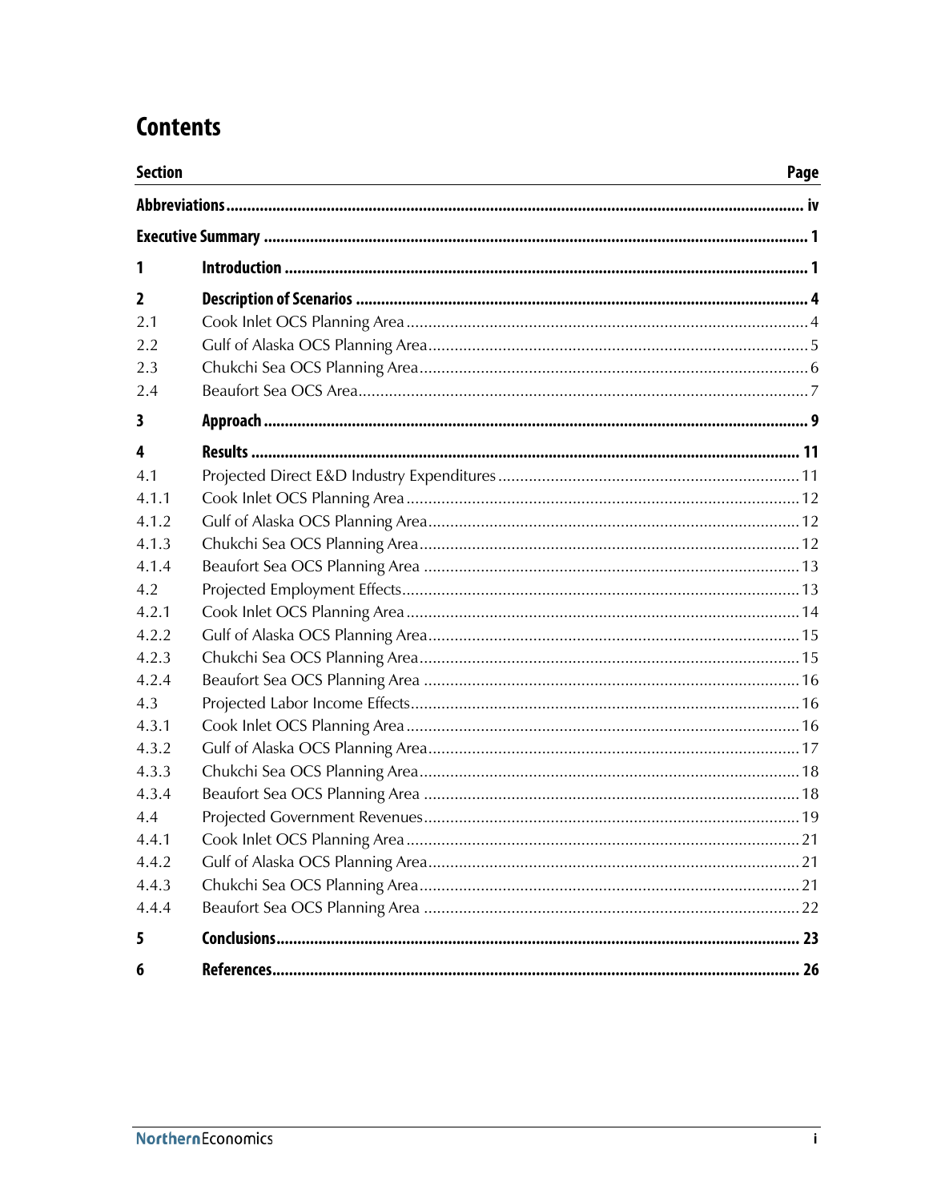# Contents

| Section | | Page |
|---|---|---|
| **Abbreviations** | | **iv** |
| **Executive Summary** | | **1** |
| **1** | **Introduction** | **1** |
| **2** | **Description of Scenarios** | **4** |
| 2.1 | Cook Inlet OCS Planning Area | 4 |
| 2.2 | Gulf of Alaska OCS Planning Area | 5 |
| 2.3 | Chukchi Sea OCS Planning Area | 6 |
| 2.4 | Beaufort Sea OCS Area | 7 |
| **3** | **Approach** | **9** |
| **4** | **Results** | **11** |
| 4.1 | Projected Direct E&D Industry Expenditures | 11 |
| 4.1.1 | Cook Inlet OCS Planning Area | 12 |
| 4.1.2 | Gulf of Alaska OCS Planning Area | 12 |
| 4.1.3 | Chukchi Sea OCS Planning Area | 12 |
| 4.1.4 | Beaufort Sea OCS Planning Area | 13 |
| 4.2 | Projected Employment Effects | 13 |
| 4.2.1 | Cook Inlet OCS Planning Area | 14 |
| 4.2.2 | Gulf of Alaska OCS Planning Area | 15 |
| 4.2.3 | Chukchi Sea OCS Planning Area | 15 |
| 4.2.4 | Beaufort Sea OCS Planning Area | 16 |
| 4.3 | Projected Labor Income Effects | 16 |
| 4.3.1 | Cook Inlet OCS Planning Area | 16 |
| 4.3.2 | Gulf of Alaska OCS Planning Area | 17 |
| 4.3.3 | Chukchi Sea OCS Planning Area | 18 |
| 4.3.4 | Beaufort Sea OCS Planning Area | 18 |
| 4.4 | Projected Government Revenues | 19 |
| 4.4.1 | Cook Inlet OCS Planning Area | 21 |
| 4.4.2 | Gulf of Alaska OCS Planning Area | 21 |
| 4.4.3 | Chukchi Sea OCS Planning Area | 21 |
| 4.4.4 | Beaufort Sea OCS Planning Area | 22 |
| **5** | **Conclusions** | **23** |
| **6** | **References** | **26** |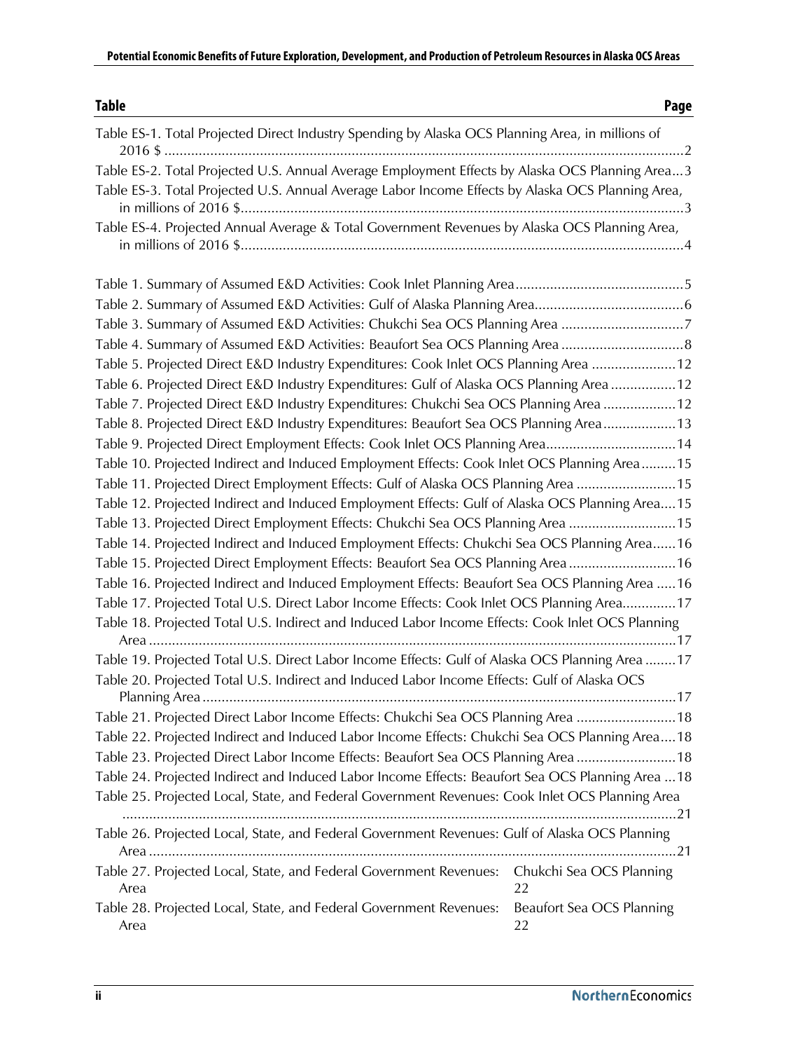| Table | Page |
|---|---|
| Table ES-1. Total Projected Direct Industry Spending by Alaska OCS Planning Area, in millions of 2016 $ | 2 |
| Table ES-2. Total Projected U.S. Annual Average Employment Effects by Alaska OCS Planning Area | 3 |
| Table ES-3. Total Projected U.S. Annual Average Labor Income Effects by Alaska OCS Planning Area, in millions of 2016 $ | 3 |
| Table ES-4. Projected Annual Average & Total Government Revenues by Alaska OCS Planning Area, in millions of 2016 $ | 4 |
| Table 1. Summary of Assumed E&D Activities: Cook Inlet Planning Area | 5 |
| Table 2. Summary of Assumed E&D Activities: Gulf of Alaska Planning Area | 6 |
| Table 3. Summary of Assumed E&D Activities: Chukchi Sea OCS Planning Area | 7 |
| Table 4. Summary of Assumed E&D Activities: Beaufort Sea OCS Planning Area | 8 |
| Table 5. Projected Direct E&D Industry Expenditures: Cook Inlet OCS Planning Area | 12 |
| Table 6. Projected Direct E&D Industry Expenditures: Gulf of Alaska OCS Planning Area | 12 |
| Table 7. Projected Direct E&D Industry Expenditures: Chukchi Sea OCS Planning Area | 12 |
| Table 8. Projected Direct E&D Industry Expenditures: Beaufort Sea OCS Planning Area | 13 |
| Table 9. Projected Direct Employment Effects: Cook Inlet OCS Planning Area | 14 |
| Table 10. Projected Indirect and Induced Employment Effects: Cook Inlet OCS Planning Area | 15 |
| Table 11. Projected Direct Employment Effects: Gulf of Alaska OCS Planning Area | 15 |
| Table 12. Projected Indirect and Induced Employment Effects: Gulf of Alaska OCS Planning Area | 15 |
| Table 13. Projected Direct Employment Effects: Chukchi Sea OCS Planning Area | 15 |
| Table 14. Projected Indirect and Induced Employment Effects: Chukchi Sea OCS Planning Area | 16 |
| Table 15. Projected Direct Employment Effects: Beaufort Sea OCS Planning Area | 16 |
| Table 16. Projected Indirect and Induced Employment Effects: Beaufort Sea OCS Planning Area | 16 |
| Table 17. Projected Total U.S. Direct Labor Income Effects: Cook Inlet OCS Planning Area | 17 |
| Table 18. Projected Total U.S. Indirect and Induced Labor Income Effects: Cook Inlet OCS Planning Area | 17 |
| Table 19. Projected Total U.S. Direct Labor Income Effects: Gulf of Alaska OCS Planning Area | 17 |
| Table 20. Projected Total U.S. Indirect and Induced Labor Income Effects: Gulf of Alaska OCS Planning Area | 17 |
| Table 21. Projected Direct Labor Income Effects: Chukchi Sea OCS Planning Area | 18 |
| Table 22. Projected Indirect and Induced Labor Income Effects: Chukchi Sea OCS Planning Area | 18 |
| Table 23. Projected Direct Labor Income Effects: Beaufort Sea OCS Planning Area | 18 |
| Table 24. Projected Indirect and Induced Labor Income Effects: Beaufort Sea OCS Planning Area | 18 |
| Table 25. Projected Local, State, and Federal Government Revenues: Cook Inlet OCS Planning Area | 21 |
| Table 26. Projected Local, State, and Federal Government Revenues: Gulf of Alaska OCS Planning Area | 21 |
| Table 27. Projected Local, State, and Federal Government Revenues: Chukchi Sea OCS Planning Area | 22 |
| Table 28. Projected Local, State, and Federal Government Revenues: Beaufort Sea OCS Planning Area | 22 |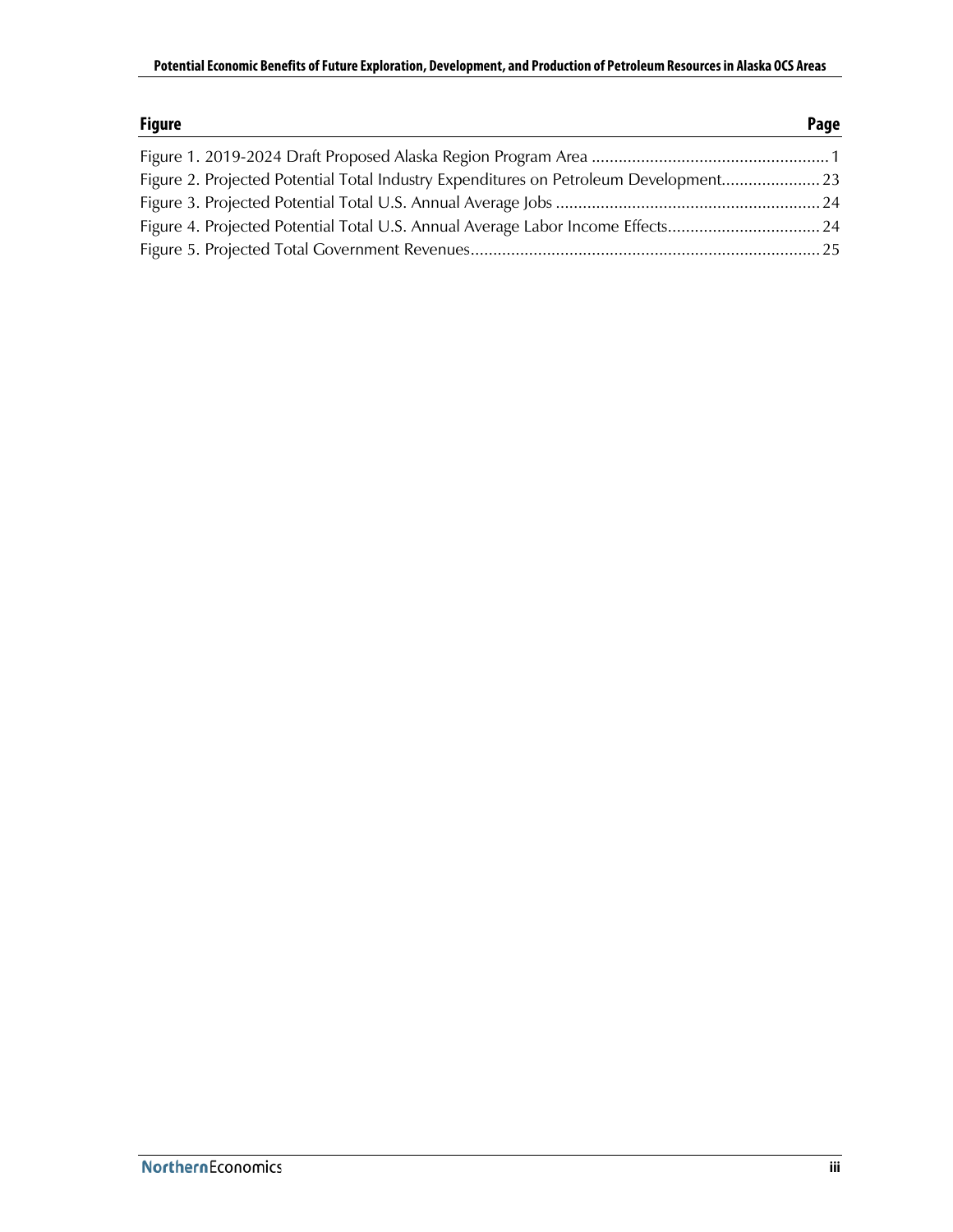| Figure | Page |
| --- | --- |
| Figure 1. 2019-2024 Draft Proposed Alaska Region Program Area | 1 |
| Figure 2. Projected Potential Total Industry Expenditures on Petroleum Development | 23 |
| Figure 3. Projected Potential Total U.S. Annual Average Jobs | 24 |
| Figure 4. Projected Potential Total U.S. Annual Average Labor Income Effects | 24 |
| Figure 5. Projected Total Government Revenues | 25 |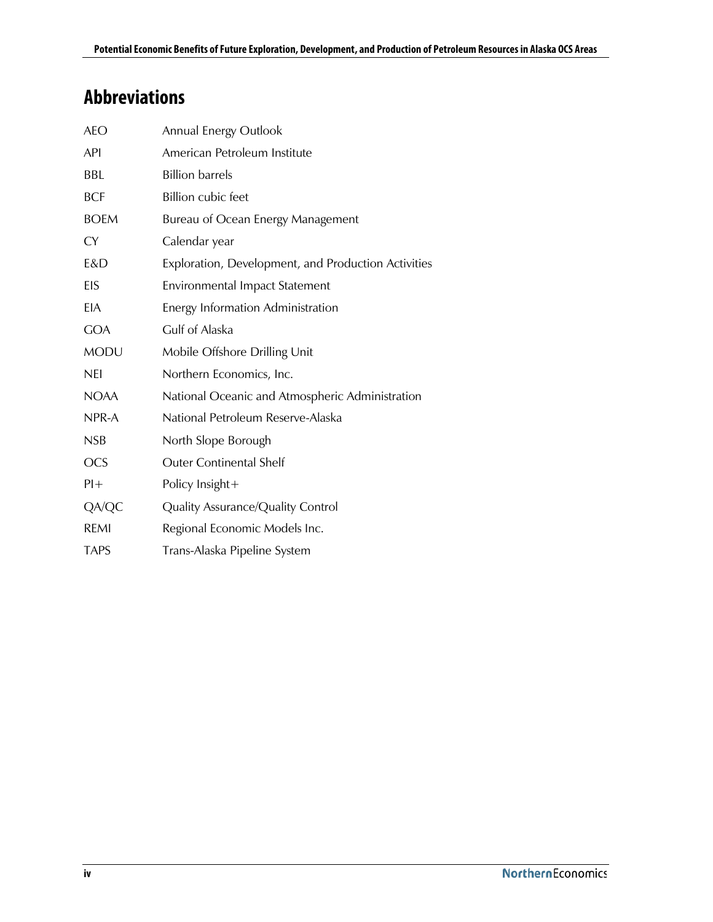# Abbreviations

| | |
|---|---|
| AEO | Annual Energy Outlook |
| API | American Petroleum Institute |
| BBL | Billion barrels |
| BCF | Billion cubic feet |
| BOEM | Bureau of Ocean Energy Management |
| CY | Calendar year |
| E&D | Exploration, Development, and Production Activities |
| EIS | Environmental Impact Statement |
| EIA | Energy Information Administration |
| GOA | Gulf of Alaska |
| MODU | Mobile Offshore Drilling Unit |
| NEI | Northern Economics, Inc. |
| NOAA | National Oceanic and Atmospheric Administration |
| NPR-A | National Petroleum Reserve-Alaska |
| NSB | North Slope Borough |
| OCS | Outer Continental Shelf |
| PI+ | Policy Insight+ |
| QA/QC | Quality Assurance/Quality Control |
| REMI | Regional Economic Models Inc. |
| TAPS | Trans-Alaska Pipeline System |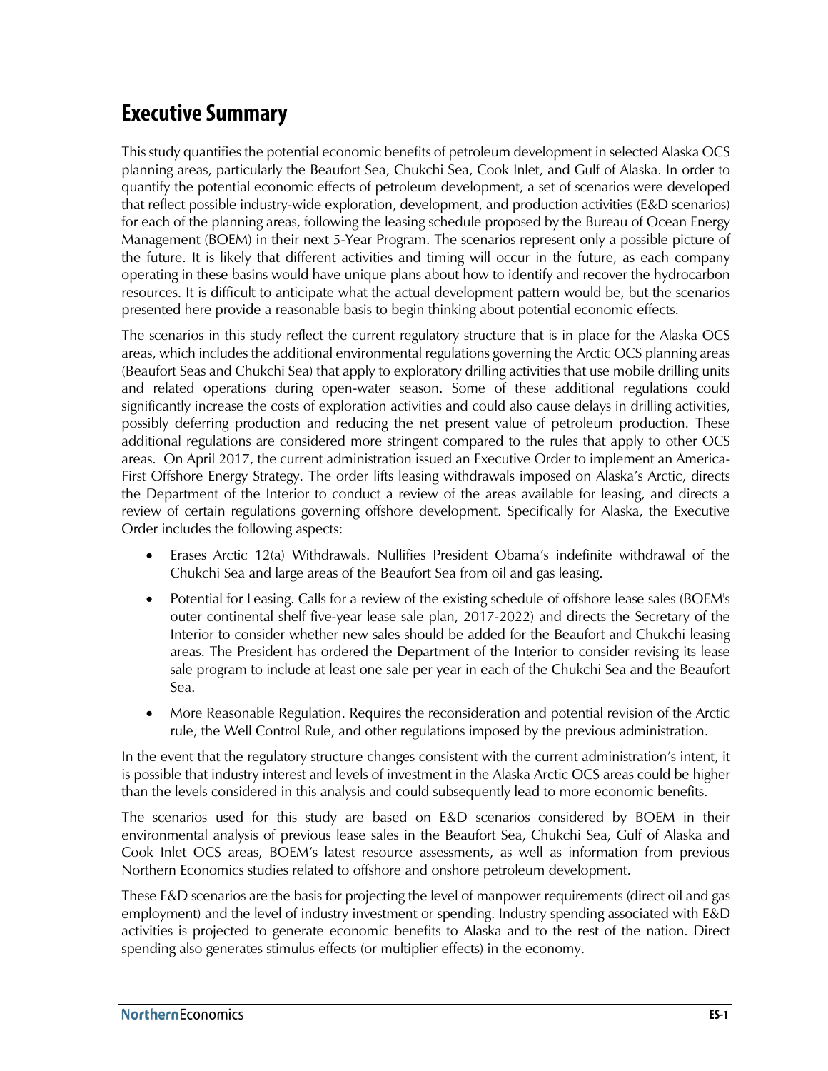# Executive Summary

This study quantifies the potential economic benefits of petroleum development in selected Alaska OCS planning areas, particularly the Beaufort Sea, Chukchi Sea, Cook Inlet, and Gulf of Alaska. In order to quantify the potential economic effects of petroleum development, a set of scenarios were developed that reflect possible industry-wide exploration, development, and production activities (E&D scenarios) for each of the planning areas, following the leasing schedule proposed by the Bureau of Ocean Energy Management (BOEM) in their next 5-Year Program. The scenarios represent only a possible picture of the future. It is likely that different activities and timing will occur in the future, as each company operating in these basins would have unique plans about how to identify and recover the hydrocarbon resources. It is difficult to anticipate what the actual development pattern would be, but the scenarios presented here provide a reasonable basis to begin thinking about potential economic effects.

The scenarios in this study reflect the current regulatory structure that is in place for the Alaska OCS areas, which includes the additional environmental regulations governing the Arctic OCS planning areas (Beaufort Seas and Chukchi Sea) that apply to exploratory drilling activities that use mobile drilling units and related operations during open-water season. Some of these additional regulations could significantly increase the costs of exploration activities and could also cause delays in drilling activities, possibly deferring production and reducing the net present value of petroleum production. These additional regulations are considered more stringent compared to the rules that apply to other OCS areas. On April 2017, the current administration issued an Executive Order to implement an America-First Offshore Energy Strategy. The order lifts leasing withdrawals imposed on Alaska's Arctic, directs the Department of the Interior to conduct a review of the areas available for leasing, and directs a review of certain regulations governing offshore development. Specifically for Alaska, the Executive Order includes the following aspects:

- Erases Arctic 12(a) Withdrawals. Nullifies President Obama's indefinite withdrawal of the Chukchi Sea and large areas of the Beaufort Sea from oil and gas leasing.
- Potential for Leasing. Calls for a review of the existing schedule of offshore lease sales (BOEM's outer continental shelf five-year lease sale plan, 2017-2022) and directs the Secretary of the Interior to consider whether new sales should be added for the Beaufort and Chukchi leasing areas. The President has ordered the Department of the Interior to consider revising its lease sale program to include at least one sale per year in each of the Chukchi Sea and the Beaufort Sea.
- More Reasonable Regulation. Requires the reconsideration and potential revision of the Arctic rule, the Well Control Rule, and other regulations imposed by the previous administration.

In the event that the regulatory structure changes consistent with the current administration's intent, it is possible that industry interest and levels of investment in the Alaska Arctic OCS areas could be higher than the levels considered in this analysis and could subsequently lead to more economic benefits.

The scenarios used for this study are based on E&D scenarios considered by BOEM in their environmental analysis of previous lease sales in the Beaufort Sea, Chukchi Sea, Gulf of Alaska and Cook Inlet OCS areas, BOEM's latest resource assessments, as well as information from previous Northern Economics studies related to offshore and onshore petroleum development.

These E&D scenarios are the basis for projecting the level of manpower requirements (direct oil and gas employment) and the level of industry investment or spending. Industry spending associated with E&D activities is projected to generate economic benefits to Alaska and to the rest of the nation. Direct spending also generates stimulus effects (or multiplier effects) in the economy.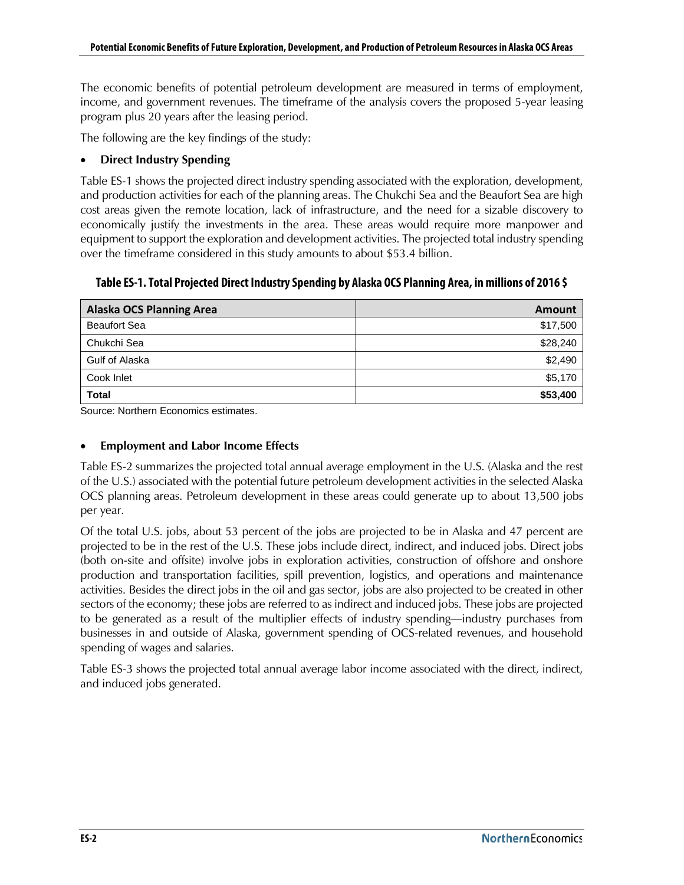The economic benefits of potential petroleum development are measured in terms of employment, income, and government revenues. The timeframe of the analysis covers the proposed 5-year leasing program plus 20 years after the leasing period.

The following are the key findings of the study:

- **Direct Industry Spending**

Table ES-1 shows the projected direct industry spending associated with the exploration, development, and production activities for each of the planning areas. The Chukchi Sea and the Beaufort Sea are high cost areas given the remote location, lack of infrastructure, and the need for a sizable discovery to economically justify the investments in the area. These areas would require more manpower and equipment to support the exploration and development activities. The projected total industry spending over the timeframe considered in this study amounts to about $53.4 billion.

**Table ES-1. Total Projected Direct Industry Spending by Alaska OCS Planning Area, in millions of 2016 $**

| Alaska OCS Planning Area | Amount |
|---|---:|
| Beaufort Sea | $17,500 |
| Chukchi Sea | $28,240 |
| Gulf of Alaska | $2,490 |
| Cook Inlet | $5,170 |
| **Total** | **$53,400** |

Source: Northern Economics estimates.

- **Employment and Labor Income Effects**

Table ES-2 summarizes the projected total annual average employment in the U.S. (Alaska and the rest of the U.S.) associated with the potential future petroleum development activities in the selected Alaska OCS planning areas. Petroleum development in these areas could generate up to about 13,500 jobs per year.

Of the total U.S. jobs, about 53 percent of the jobs are projected to be in Alaska and 47 percent are projected to be in the rest of the U.S. These jobs include direct, indirect, and induced jobs. Direct jobs (both on-site and offsite) involve jobs in exploration activities, construction of offshore and onshore production and transportation facilities, spill prevention, logistics, and operations and maintenance activities. Besides the direct jobs in the oil and gas sector, jobs are also projected to be created in other sectors of the economy; these jobs are referred to as indirect and induced jobs. These jobs are projected to be generated as a result of the multiplier effects of industry spending—industry purchases from businesses in and outside of Alaska, government spending of OCS-related revenues, and household spending of wages and salaries.

Table ES-3 shows the projected total annual average labor income associated with the direct, indirect, and induced jobs generated.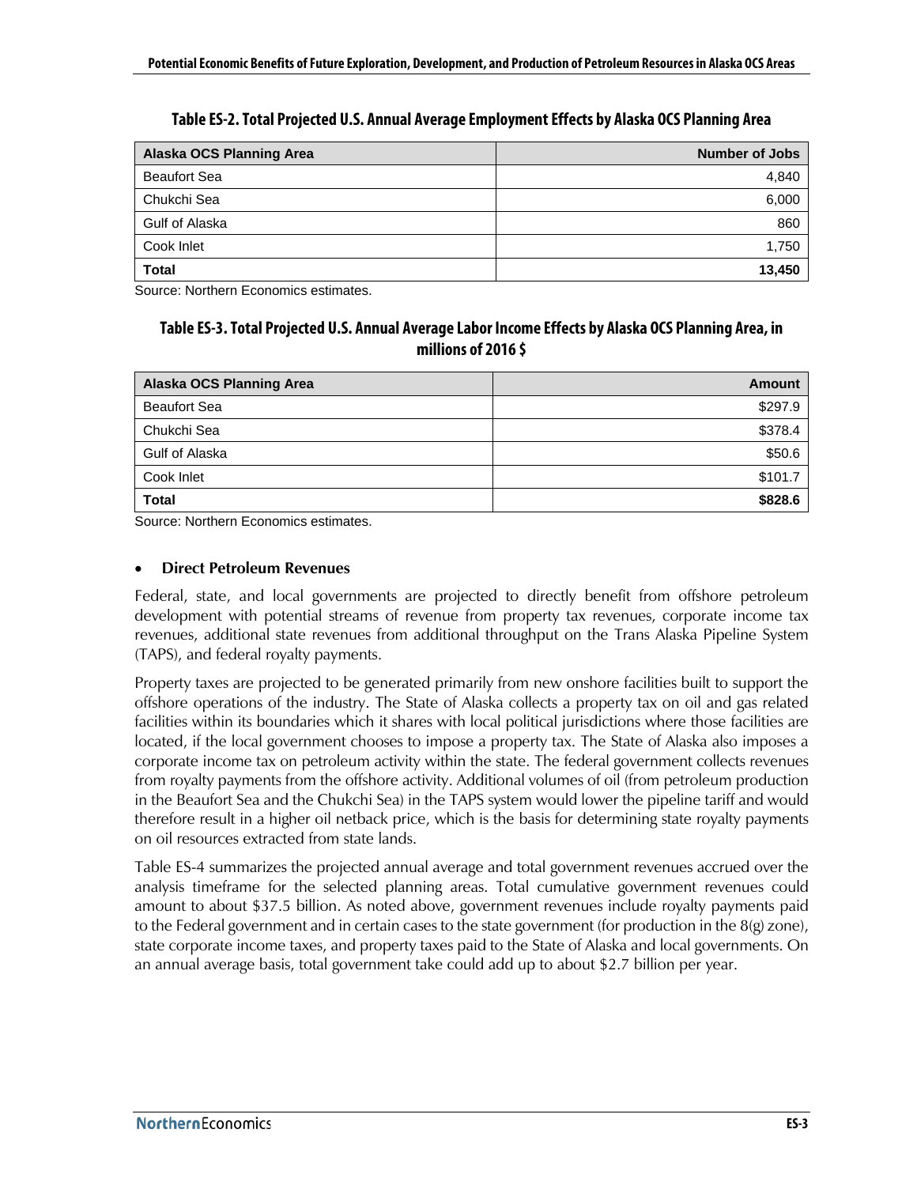**Table ES-2. Total Projected U.S. Annual Average Employment Effects by Alaska OCS Planning Area**

| Alaska OCS Planning Area | Number of Jobs |
|---|---:|
| Beaufort Sea | 4,840 |
| Chukchi Sea | 6,000 |
| Gulf of Alaska | 860 |
| Cook Inlet | 1,750 |
| **Total** | **13,450** |

Source: Northern Economics estimates.

**Table ES-3. Total Projected U.S. Annual Average Labor Income Effects by Alaska OCS Planning Area, in millions of 2016 $**

| Alaska OCS Planning Area | Amount |
|---|---:|
| Beaufort Sea | $297.9 |
| Chukchi Sea | $378.4 |
| Gulf of Alaska | $50.6 |
| Cook Inlet | $101.7 |
| **Total** | **$828.6** |

Source: Northern Economics estimates.

- **Direct Petroleum Revenues**

Federal, state, and local governments are projected to directly benefit from offshore petroleum development with potential streams of revenue from property tax revenues, corporate income tax revenues, additional state revenues from additional throughput on the Trans Alaska Pipeline System (TAPS), and federal royalty payments.

Property taxes are projected to be generated primarily from new onshore facilities built to support the offshore operations of the industry. The State of Alaska collects a property tax on oil and gas related facilities within its boundaries which it shares with local political jurisdictions where those facilities are located, if the local government chooses to impose a property tax. The State of Alaska also imposes a corporate income tax on petroleum activity within the state. The federal government collects revenues from royalty payments from the offshore activity. Additional volumes of oil (from petroleum production in the Beaufort Sea and the Chukchi Sea) in the TAPS system would lower the pipeline tariff and would therefore result in a higher oil netback price, which is the basis for determining state royalty payments on oil resources extracted from state lands.

Table ES-4 summarizes the projected annual average and total government revenues accrued over the analysis timeframe for the selected planning areas. Total cumulative government revenues could amount to about $37.5 billion. As noted above, government revenues include royalty payments paid to the Federal government and in certain cases to the state government (for production in the 8(g) zone), state corporate income taxes, and property taxes paid to the State of Alaska and local governments. On an annual average basis, total government take could add up to about $2.7 billion per year.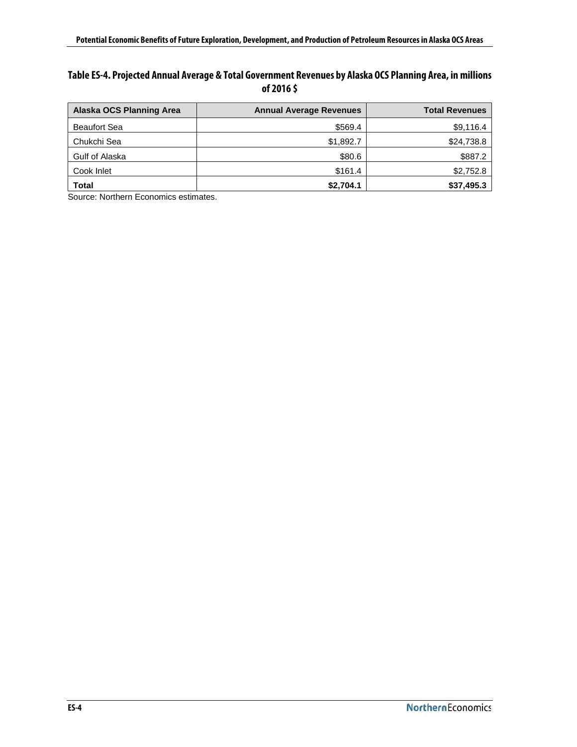**Table ES-4. Projected Annual Average & Total Government Revenues by Alaska OCS Planning Area, in millions of 2016 $**

| Alaska OCS Planning Area | Annual Average Revenues | Total Revenues |
|---|---:|---:|
| Beaufort Sea | $569.4 | $9,116.4 |
| Chukchi Sea | $1,892.7 | $24,738.8 |
| Gulf of Alaska | $80.6 | $887.2 |
| Cook Inlet | $161.4 | $2,752.8 |
| **Total** | **$2,704.1** | **$37,495.3** |

Source: Northern Economics estimates.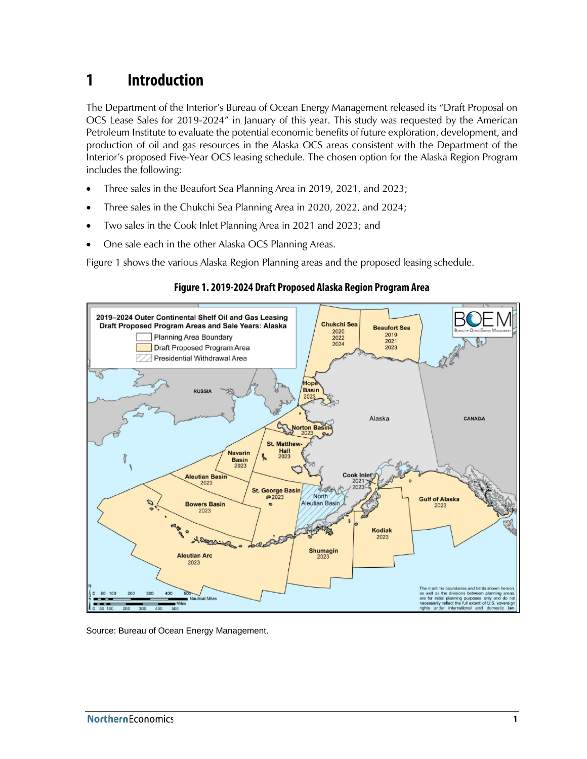# 1 Introduction

The Department of the Interior's Bureau of Ocean Energy Management released its "Draft Proposal on OCS Lease Sales for 2019-2024" in January of this year. This study was requested by the American Petroleum Institute to evaluate the potential economic benefits of future exploration, development, and production of oil and gas resources in the Alaska OCS areas consistent with the Department of the Interior's proposed Five-Year OCS leasing schedule. The chosen option for the Alaska Region Program includes the following:

- Three sales in the Beaufort Sea Planning Area in 2019, 2021, and 2023;
- Three sales in the Chukchi Sea Planning Area in 2020, 2022, and 2024;
- Two sales in the Cook Inlet Planning Area in 2021 and 2023; and
- One sale each in the other Alaska OCS Planning Areas.

Figure 1 shows the various Alaska Region Planning areas and the proposed leasing schedule.

**Figure 1. 2019-2024 Draft Proposed Alaska Region Program Area**

Source: Bureau of Ocean Energy Management.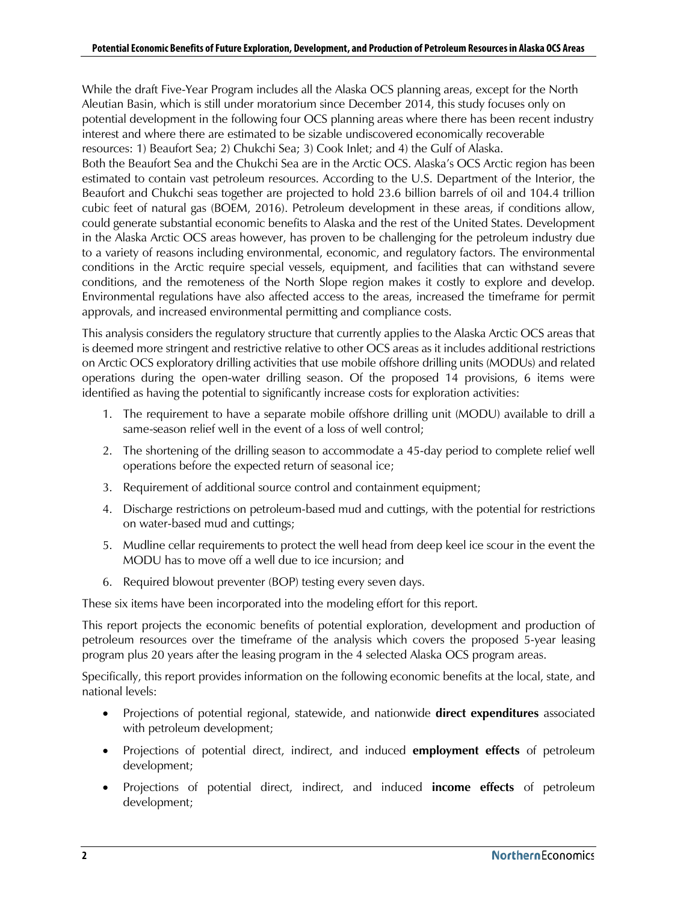While the draft Five-Year Program includes all the Alaska OCS planning areas, except for the North Aleutian Basin, which is still under moratorium since December 2014, this study focuses only on potential development in the following four OCS planning areas where there has been recent industry interest and where there are estimated to be sizable undiscovered economically recoverable resources: 1) Beaufort Sea; 2) Chukchi Sea; 3) Cook Inlet; and 4) the Gulf of Alaska.

Both the Beaufort Sea and the Chukchi Sea are in the Arctic OCS. Alaska's OCS Arctic region has been estimated to contain vast petroleum resources. According to the U.S. Department of the Interior, the Beaufort and Chukchi seas together are projected to hold 23.6 billion barrels of oil and 104.4 trillion cubic feet of natural gas (BOEM, 2016). Petroleum development in these areas, if conditions allow, could generate substantial economic benefits to Alaska and the rest of the United States. Development in the Alaska Arctic OCS areas however, has proven to be challenging for the petroleum industry due to a variety of reasons including environmental, economic, and regulatory factors. The environmental conditions in the Arctic require special vessels, equipment, and facilities that can withstand severe conditions, and the remoteness of the North Slope region makes it costly to explore and develop. Environmental regulations have also affected access to the areas, increased the timeframe for permit approvals, and increased environmental permitting and compliance costs.

This analysis considers the regulatory structure that currently applies to the Alaska Arctic OCS areas that is deemed more stringent and restrictive relative to other OCS areas as it includes additional restrictions on Arctic OCS exploratory drilling activities that use mobile offshore drilling units (MODUs) and related operations during the open-water drilling season. Of the proposed 14 provisions, 6 items were identified as having the potential to significantly increase costs for exploration activities:

1. The requirement to have a separate mobile offshore drilling unit (MODU) available to drill a same-season relief well in the event of a loss of well control;
2. The shortening of the drilling season to accommodate a 45-day period to complete relief well operations before the expected return of seasonal ice;
3. Requirement of additional source control and containment equipment;
4. Discharge restrictions on petroleum-based mud and cuttings, with the potential for restrictions on water-based mud and cuttings;
5. Mudline cellar requirements to protect the well head from deep keel ice scour in the event the MODU has to move off a well due to ice incursion; and
6. Required blowout preventer (BOP) testing every seven days.

These six items have been incorporated into the modeling effort for this report.

This report projects the economic benefits of potential exploration, development and production of petroleum resources over the timeframe of the analysis which covers the proposed 5-year leasing program plus 20 years after the leasing program in the 4 selected Alaska OCS program areas.

Specifically, this report provides information on the following economic benefits at the local, state, and national levels:

- Projections of potential regional, statewide, and nationwide **direct expenditures** associated with petroleum development;
- Projections of potential direct, indirect, and induced **employment effects** of petroleum development;
- Projections of potential direct, indirect, and induced **income effects** of petroleum development;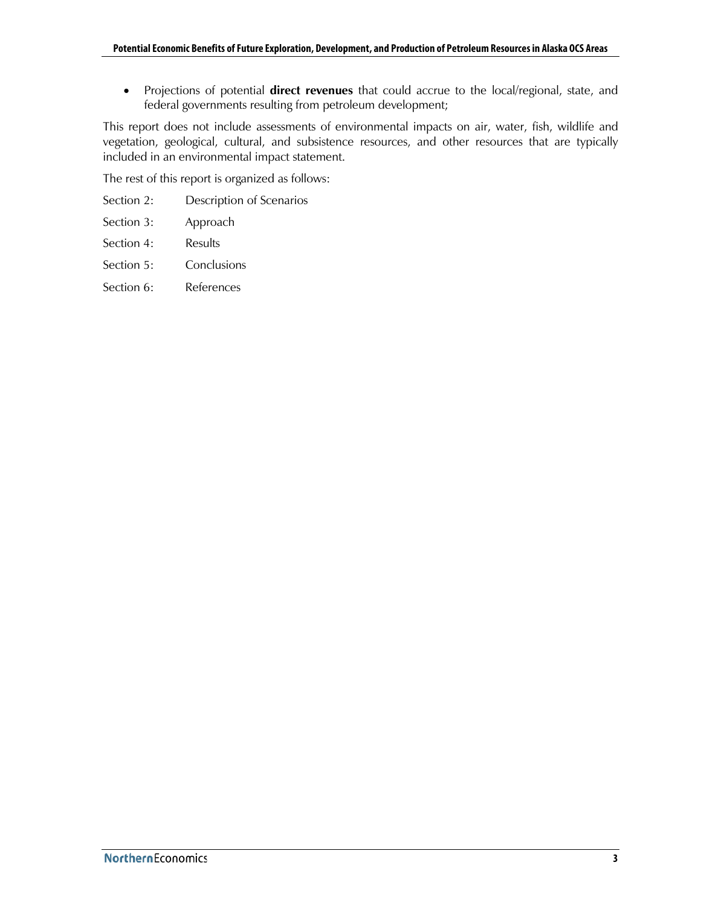- Projections of potential **direct revenues** that could accrue to the local/regional, state, and federal governments resulting from petroleum development;

This report does not include assessments of environmental impacts on air, water, fish, wildlife and vegetation, geological, cultural, and subsistence resources, and other resources that are typically included in an environmental impact statement.

The rest of this report is organized as follows:

Section 2: Description of Scenarios

Section 3: Approach

Section 4: Results

Section 5: Conclusions

Section 6: References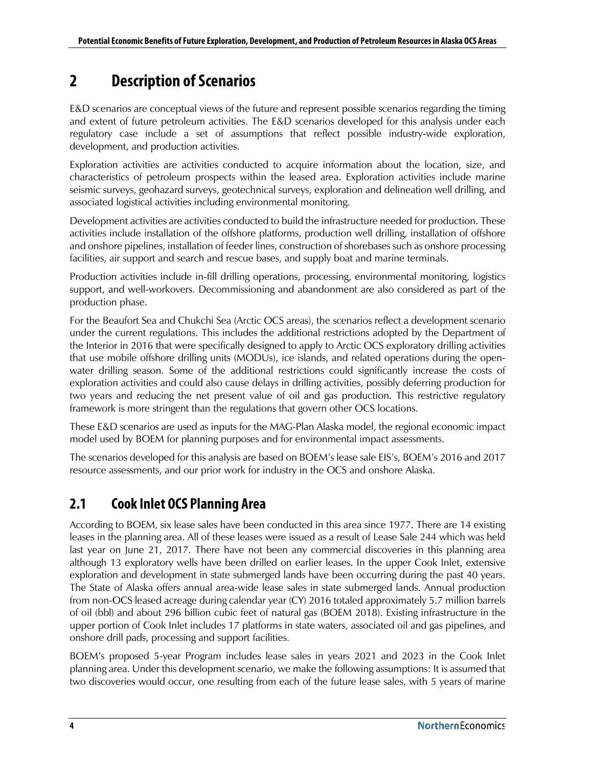# 2 Description of Scenarios

E&D scenarios are conceptual views of the future and represent possible scenarios regarding the timing and extent of future petroleum activities. The E&D scenarios developed for this analysis under each regulatory case include a set of assumptions that reflect possible industry-wide exploration, development, and production activities.

Exploration activities are activities conducted to acquire information about the location, size, and characteristics of petroleum prospects within the leased area. Exploration activities include marine seismic surveys, geohazard surveys, geotechnical surveys, exploration and delineation well drilling, and associated logistical activities including environmental monitoring.

Development activities are activities conducted to build the infrastructure needed for production. These activities include installation of the offshore platforms, production well drilling, installation of offshore and onshore pipelines, installation of feeder lines, construction of shorebases such as onshore processing facilities, air support and search and rescue bases, and supply boat and marine terminals.

Production activities include in-fill drilling operations, processing, environmental monitoring, logistics support, and well-workovers. Decommissioning and abandonment are also considered as part of the production phase.

For the Beaufort Sea and Chukchi Sea (Arctic OCS areas), the scenarios reflect a development scenario under the current regulations. This includes the additional restrictions adopted by the Department of the Interior in 2016 that were specifically designed to apply to Arctic OCS exploratory drilling activities that use mobile offshore drilling units (MODUs), ice islands, and related operations during the open-water drilling season. Some of the additional restrictions could significantly increase the costs of exploration activities and could also cause delays in drilling activities, possibly deferring production for two years and reducing the net present value of oil and gas production. This restrictive regulatory framework is more stringent than the regulations that govern other OCS locations.

These E&D scenarios are used as inputs for the MAG-Plan Alaska model, the regional economic impact model used by BOEM for planning purposes and for environmental impact assessments.

The scenarios developed for this analysis are based on BOEM's lease sale EIS's, BOEM's 2016 and 2017 resource assessments, and our prior work for industry in the OCS and onshore Alaska.

## 2.1 Cook Inlet OCS Planning Area

According to BOEM, six lease sales have been conducted in this area since 1977. There are 14 existing leases in the planning area. All of these leases were issued as a result of Lease Sale 244 which was held last year on June 21, 2017. There have not been any commercial discoveries in this planning area although 13 exploratory wells have been drilled on earlier leases. In the upper Cook Inlet, extensive exploration and development in state submerged lands have been occurring during the past 40 years. The State of Alaska offers annual area-wide lease sales in state submerged lands. Annual production from non-OCS leased acreage during calendar year (CY) 2016 totaled approximately 5.7 million barrels of oil (bbl) and about 296 billion cubic feet of natural gas (BOEM 2018). Existing infrastructure in the upper portion of Cook Inlet includes 17 platforms in state waters, associated oil and gas pipelines, and onshore drill pads, processing and support facilities.

BOEM's proposed 5-year Program includes lease sales in years 2021 and 2023 in the Cook Inlet planning area. Under this development scenario, we make the following assumptions: It is assumed that two discoveries would occur, one resulting from each of the future lease sales, with 5 years of marine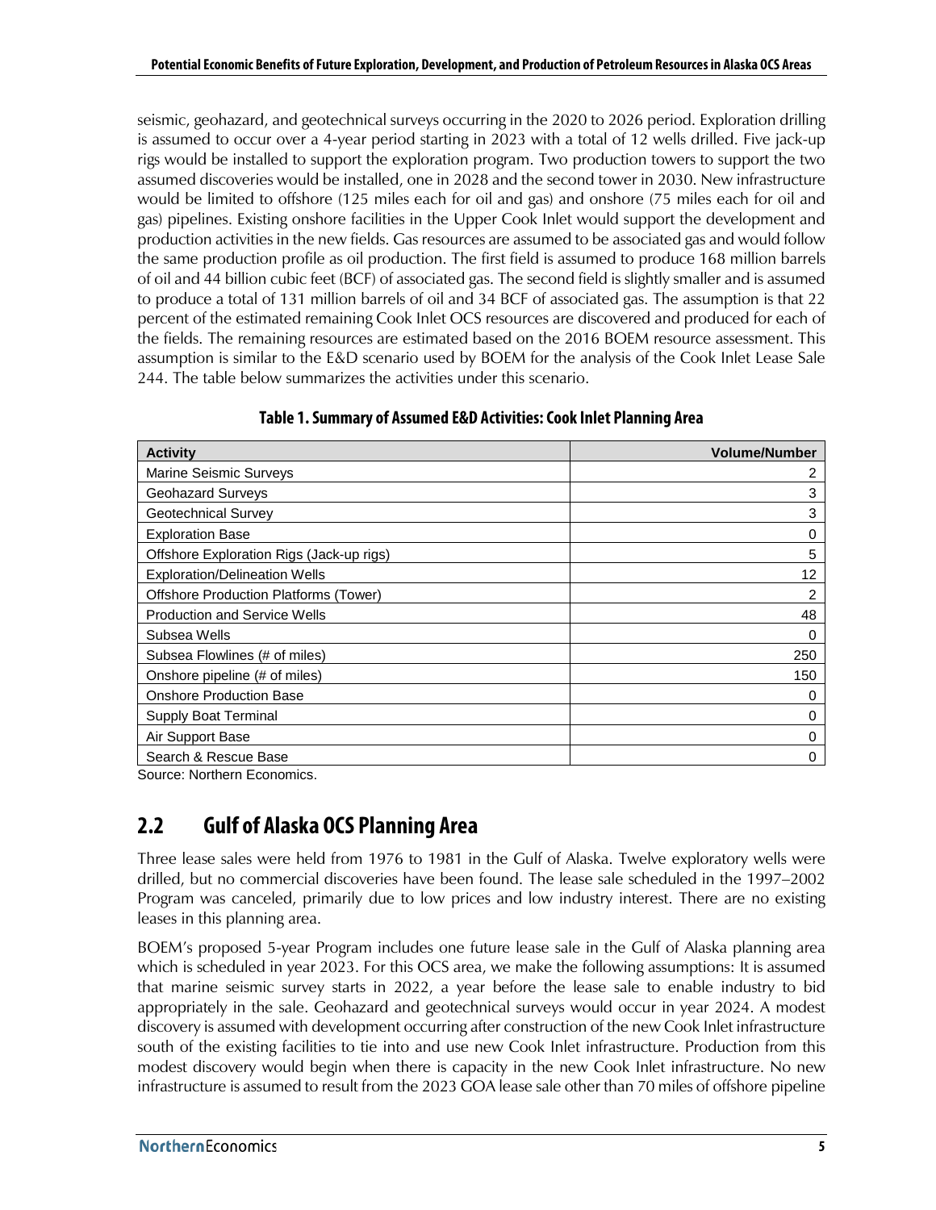seismic, geohazard, and geotechnical surveys occurring in the 2020 to 2026 period. Exploration drilling is assumed to occur over a 4-year period starting in 2023 with a total of 12 wells drilled. Five jack-up rigs would be installed to support the exploration program. Two production towers to support the two assumed discoveries would be installed, one in 2028 and the second tower in 2030. New infrastructure would be limited to offshore (125 miles each for oil and gas) and onshore (75 miles each for oil and gas) pipelines. Existing onshore facilities in the Upper Cook Inlet would support the development and production activities in the new fields. Gas resources are assumed to be associated gas and would follow the same production profile as oil production. The first field is assumed to produce 168 million barrels of oil and 44 billion cubic feet (BCF) of associated gas. The second field is slightly smaller and is assumed to produce a total of 131 million barrels of oil and 34 BCF of associated gas. The assumption is that 22 percent of the estimated remaining Cook Inlet OCS resources are discovered and produced for each of the fields. The remaining resources are estimated based on the 2016 BOEM resource assessment. This assumption is similar to the E&D scenario used by BOEM for the analysis of the Cook Inlet Lease Sale 244. The table below summarizes the activities under this scenario.

**Table 1. Summary of Assumed E&D Activities: Cook Inlet Planning Area**

| Activity | Volume/Number |
|---|---:|
| Marine Seismic Surveys | 2 |
| Geohazard Surveys | 3 |
| Geotechnical Survey | 3 |
| Exploration Base | 0 |
| Offshore Exploration Rigs (Jack-up rigs) | 5 |
| Exploration/Delineation Wells | 12 |
| Offshore Production Platforms (Tower) | 2 |
| Production and Service Wells | 48 |
| Subsea Wells | 0 |
| Subsea Flowlines (# of miles) | 250 |
| Onshore pipeline (# of miles) | 150 |
| Onshore Production Base | 0 |
| Supply Boat Terminal | 0 |
| Air Support Base | 0 |
| Search & Rescue Base | 0 |

Source: Northern Economics.

## 2.2 Gulf of Alaska OCS Planning Area

Three lease sales were held from 1976 to 1981 in the Gulf of Alaska. Twelve exploratory wells were drilled, but no commercial discoveries have been found. The lease sale scheduled in the 1997–2002 Program was canceled, primarily due to low prices and low industry interest. There are no existing leases in this planning area.

BOEM's proposed 5-year Program includes one future lease sale in the Gulf of Alaska planning area which is scheduled in year 2023. For this OCS area, we make the following assumptions: It is assumed that marine seismic survey starts in 2022, a year before the lease sale to enable industry to bid appropriately in the sale. Geohazard and geotechnical surveys would occur in year 2024. A modest discovery is assumed with development occurring after construction of the new Cook Inlet infrastructure south of the existing facilities to tie into and use new Cook Inlet infrastructure. Production from this modest discovery would begin when there is capacity in the new Cook Inlet infrastructure. No new infrastructure is assumed to result from the 2023 GOA lease sale other than 70 miles of offshore pipeline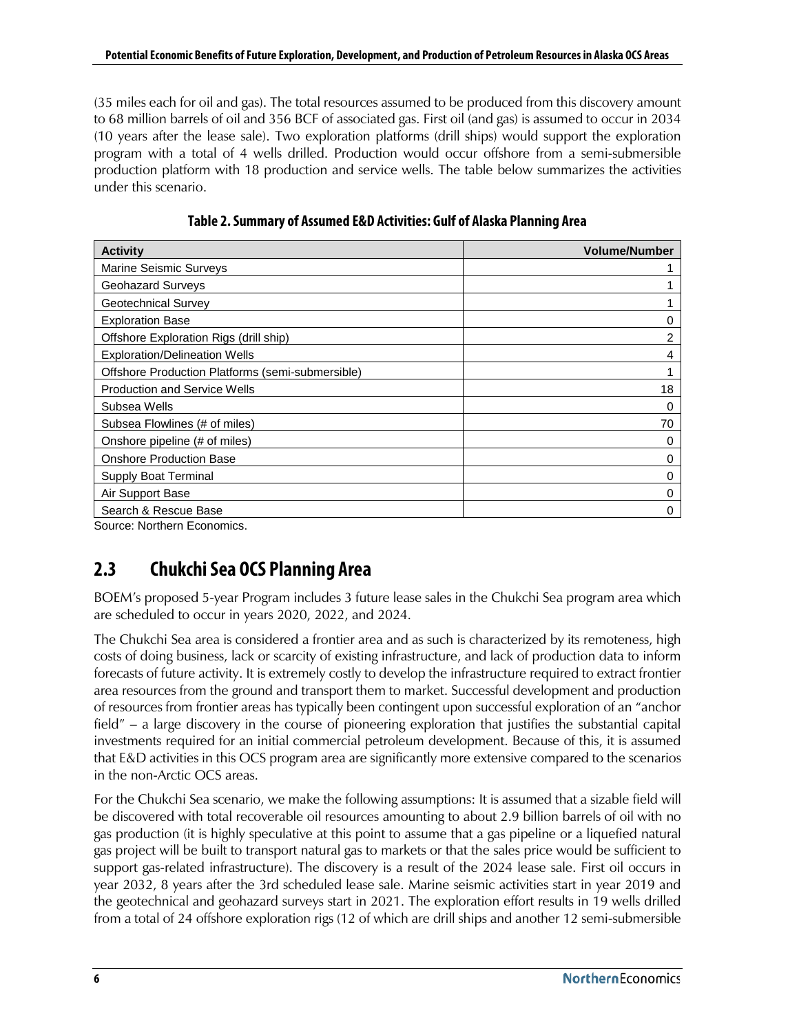(35 miles each for oil and gas). The total resources assumed to be produced from this discovery amount to 68 million barrels of oil and 356 BCF of associated gas. First oil (and gas) is assumed to occur in 2034 (10 years after the lease sale). Two exploration platforms (drill ships) would support the exploration program with a total of 4 wells drilled. Production would occur offshore from a semi-submersible production platform with 18 production and service wells. The table below summarizes the activities under this scenario.

**Table 2. Summary of Assumed E&D Activities: Gulf of Alaska Planning Area**

| Activity | Volume/Number |
|---|---:|
| Marine Seismic Surveys | 1 |
| Geohazard Surveys | 1 |
| Geotechnical Survey | 1 |
| Exploration Base | 0 |
| Offshore Exploration Rigs (drill ship) | 2 |
| Exploration/Delineation Wells | 4 |
| Offshore Production Platforms (semi-submersible) | 1 |
| Production and Service Wells | 18 |
| Subsea Wells | 0 |
| Subsea Flowlines (# of miles) | 70 |
| Onshore pipeline (# of miles) | 0 |
| Onshore Production Base | 0 |
| Supply Boat Terminal | 0 |
| Air Support Base | 0 |
| Search & Rescue Base | 0 |

Source: Northern Economics.

## 2.3 Chukchi Sea OCS Planning Area

BOEM's proposed 5-year Program includes 3 future lease sales in the Chukchi Sea program area which are scheduled to occur in years 2020, 2022, and 2024.

The Chukchi Sea area is considered a frontier area and as such is characterized by its remoteness, high costs of doing business, lack or scarcity of existing infrastructure, and lack of production data to inform forecasts of future activity. It is extremely costly to develop the infrastructure required to extract frontier area resources from the ground and transport them to market. Successful development and production of resources from frontier areas has typically been contingent upon successful exploration of an "anchor field" – a large discovery in the course of pioneering exploration that justifies the substantial capital investments required for an initial commercial petroleum development. Because of this, it is assumed that E&D activities in this OCS program area are significantly more extensive compared to the scenarios in the non-Arctic OCS areas.

For the Chukchi Sea scenario, we make the following assumptions: It is assumed that a sizable field will be discovered with total recoverable oil resources amounting to about 2.9 billion barrels of oil with no gas production (it is highly speculative at this point to assume that a gas pipeline or a liquefied natural gas project will be built to transport natural gas to markets or that the sales price would be sufficient to support gas-related infrastructure). The discovery is a result of the 2024 lease sale. First oil occurs in year 2032, 8 years after the 3rd scheduled lease sale. Marine seismic activities start in year 2019 and the geotechnical and geohazard surveys start in 2021. The exploration effort results in 19 wells drilled from a total of 24 offshore exploration rigs (12 of which are drill ships and another 12 semi-submersible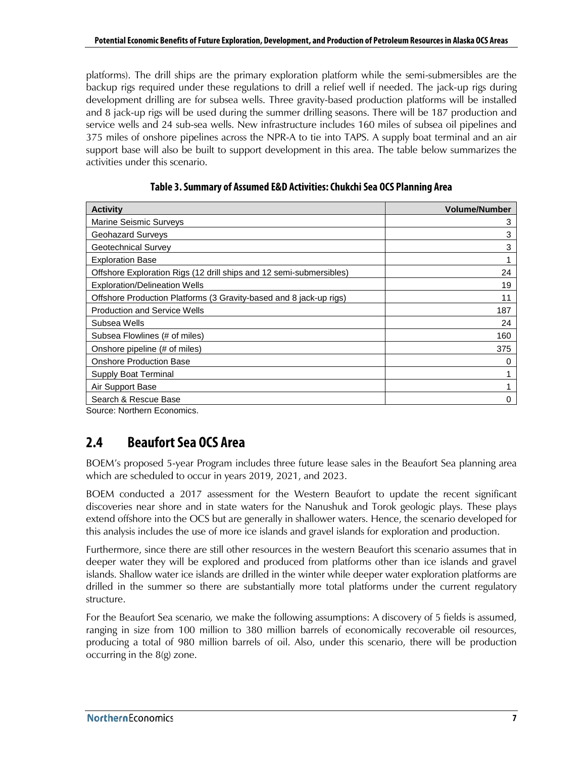platforms). The drill ships are the primary exploration platform while the semi-submersibles are the backup rigs required under these regulations to drill a relief well if needed. The jack-up rigs during development drilling are for subsea wells. Three gravity-based production platforms will be installed and 8 jack-up rigs will be used during the summer drilling seasons. There will be 187 production and service wells and 24 sub-sea wells. New infrastructure includes 160 miles of subsea oil pipelines and 375 miles of onshore pipelines across the NPR-A to tie into TAPS. A supply boat terminal and an air support base will also be built to support development in this area. The table below summarizes the activities under this scenario.

**Table 3. Summary of Assumed E&D Activities: Chukchi Sea OCS Planning Area**

| Activity | Volume/Number |
|---|---:|
| Marine Seismic Surveys | 3 |
| Geohazard Surveys | 3 |
| Geotechnical Survey | 3 |
| Exploration Base | 1 |
| Offshore Exploration Rigs (12 drill ships and 12 semi-submersibles) | 24 |
| Exploration/Delineation Wells | 19 |
| Offshore Production Platforms (3 Gravity-based and 8 jack-up rigs) | 11 |
| Production and Service Wells | 187 |
| Subsea Wells | 24 |
| Subsea Flowlines (# of miles) | 160 |
| Onshore pipeline (# of miles) | 375 |
| Onshore Production Base | 0 |
| Supply Boat Terminal | 1 |
| Air Support Base | 1 |
| Search & Rescue Base | 0 |

Source: Northern Economics.

## 2.4 Beaufort Sea OCS Area

BOEM's proposed 5-year Program includes three future lease sales in the Beaufort Sea planning area which are scheduled to occur in years 2019, 2021, and 2023.

BOEM conducted a 2017 assessment for the Western Beaufort to update the recent significant discoveries near shore and in state waters for the Nanushuk and Torok geologic plays. These plays extend offshore into the OCS but are generally in shallower waters. Hence, the scenario developed for this analysis includes the use of more ice islands and gravel islands for exploration and production.

Furthermore, since there are still other resources in the western Beaufort this scenario assumes that in deeper water they will be explored and produced from platforms other than ice islands and gravel islands. Shallow water ice islands are drilled in the winter while deeper water exploration platforms are drilled in the summer so there are substantially more total platforms under the current regulatory structure.

For the Beaufort Sea scenario, we make the following assumptions: A discovery of 5 fields is assumed, ranging in size from 100 million to 380 million barrels of economically recoverable oil resources, producing a total of 980 million barrels of oil. Also, under this scenario, there will be production occurring in the 8(g) zone.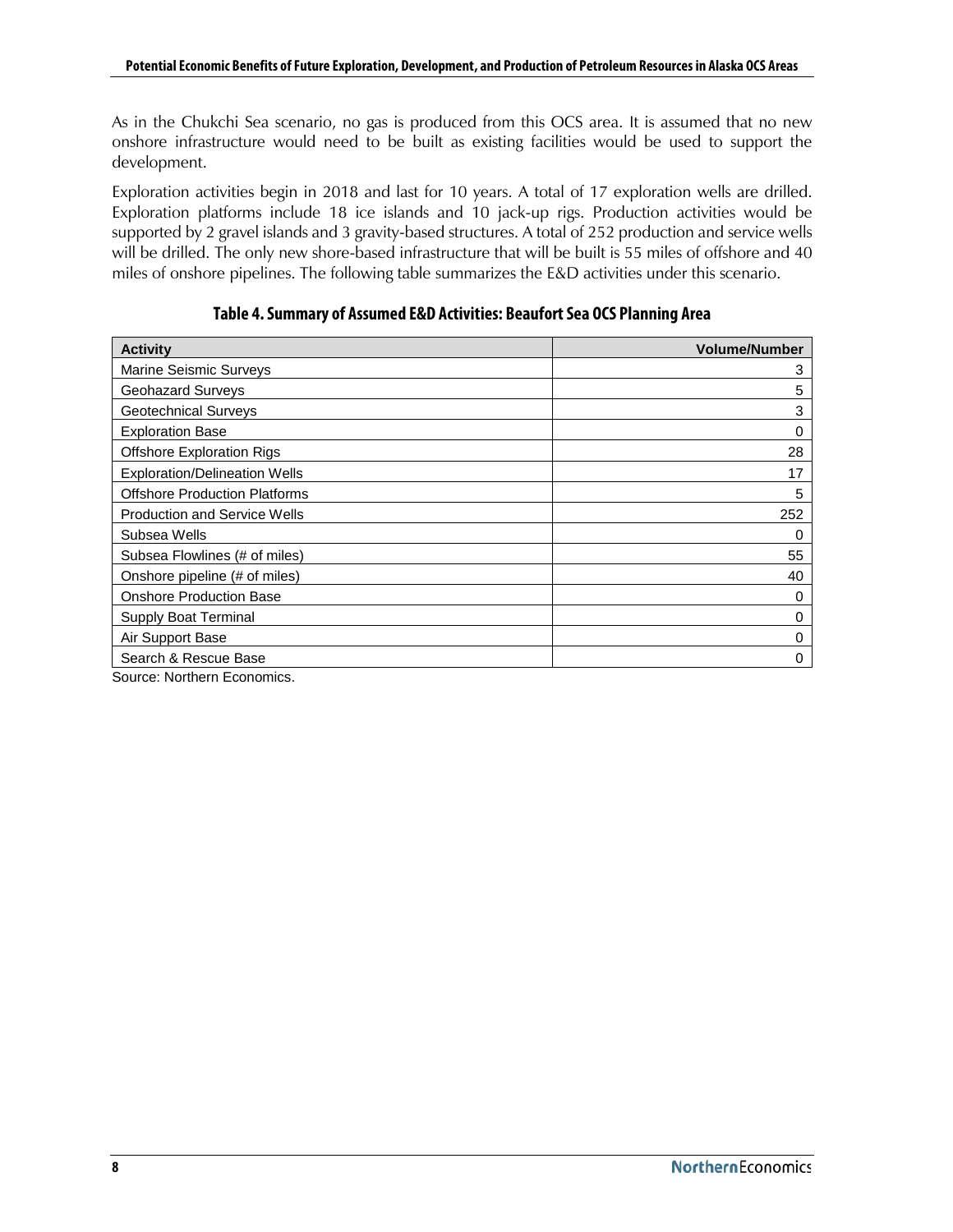As in the Chukchi Sea scenario, no gas is produced from this OCS area. It is assumed that no new onshore infrastructure would need to be built as existing facilities would be used to support the development.

Exploration activities begin in 2018 and last for 10 years. A total of 17 exploration wells are drilled. Exploration platforms include 18 ice islands and 10 jack-up rigs. Production activities would be supported by 2 gravel islands and 3 gravity-based structures. A total of 252 production and service wells will be drilled. The only new shore-based infrastructure that will be built is 55 miles of offshore and 40 miles of onshore pipelines. The following table summarizes the E&D activities under this scenario.

**Table 4. Summary of Assumed E&D Activities: Beaufort Sea OCS Planning Area**

| Activity | Volume/Number |
|---|---:|
| Marine Seismic Surveys | 3 |
| Geohazard Surveys | 5 |
| Geotechnical Surveys | 3 |
| Exploration Base | 0 |
| Offshore Exploration Rigs | 28 |
| Exploration/Delineation Wells | 17 |
| Offshore Production Platforms | 5 |
| Production and Service Wells | 252 |
| Subsea Wells | 0 |
| Subsea Flowlines (# of miles) | 55 |
| Onshore pipeline (# of miles) | 40 |
| Onshore Production Base | 0 |
| Supply Boat Terminal | 0 |
| Air Support Base | 0 |
| Search & Rescue Base | 0 |

Source: Northern Economics.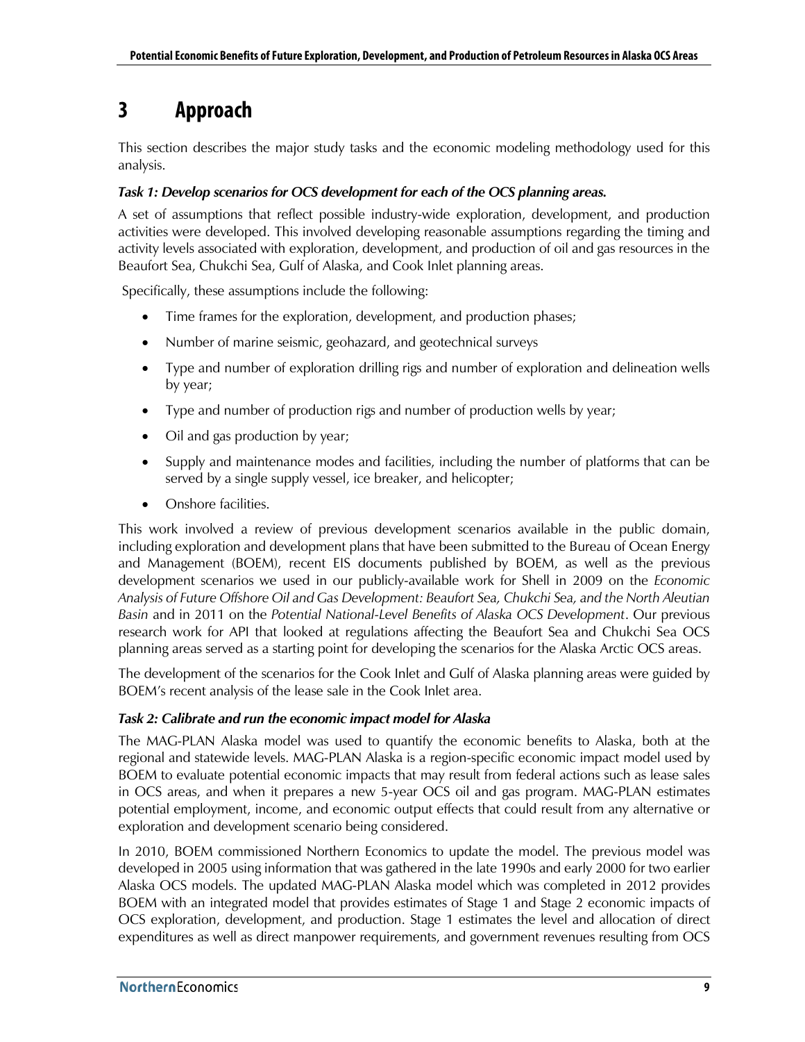# 3 Approach

This section describes the major study tasks and the economic modeling methodology used for this analysis.

***Task 1: Develop scenarios for OCS development for each of the OCS planning areas.***

A set of assumptions that reflect possible industry-wide exploration, development, and production activities were developed. This involved developing reasonable assumptions regarding the timing and activity levels associated with exploration, development, and production of oil and gas resources in the Beaufort Sea, Chukchi Sea, Gulf of Alaska, and Cook Inlet planning areas.

Specifically, these assumptions include the following:

- Time frames for the exploration, development, and production phases;
- Number of marine seismic, geohazard, and geotechnical surveys
- Type and number of exploration drilling rigs and number of exploration and delineation wells by year;
- Type and number of production rigs and number of production wells by year;
- Oil and gas production by year;
- Supply and maintenance modes and facilities, including the number of platforms that can be served by a single supply vessel, ice breaker, and helicopter;
- Onshore facilities.

This work involved a review of previous development scenarios available in the public domain, including exploration and development plans that have been submitted to the Bureau of Ocean Energy and Management (BOEM), recent EIS documents published by BOEM, as well as the previous development scenarios we used in our publicly-available work for Shell in 2009 on the *Economic Analysis of Future Offshore Oil and Gas Development: Beaufort Sea, Chukchi Sea, and the North Aleutian Basin* and in 2011 on the *Potential National-Level Benefits of Alaska OCS Development*. Our previous research work for API that looked at regulations affecting the Beaufort Sea and Chukchi Sea OCS planning areas served as a starting point for developing the scenarios for the Alaska Arctic OCS areas.

The development of the scenarios for the Cook Inlet and Gulf of Alaska planning areas were guided by BOEM's recent analysis of the lease sale in the Cook Inlet area.

***Task 2: Calibrate and run the economic impact model for Alaska***

The MAG-PLAN Alaska model was used to quantify the economic benefits to Alaska, both at the regional and statewide levels. MAG-PLAN Alaska is a region-specific economic impact model used by BOEM to evaluate potential economic impacts that may result from federal actions such as lease sales in OCS areas, and when it prepares a new 5-year OCS oil and gas program. MAG-PLAN estimates potential employment, income, and economic output effects that could result from any alternative or exploration and development scenario being considered.

In 2010, BOEM commissioned Northern Economics to update the model. The previous model was developed in 2005 using information that was gathered in the late 1990s and early 2000 for two earlier Alaska OCS models. The updated MAG-PLAN Alaska model which was completed in 2012 provides BOEM with an integrated model that provides estimates of Stage 1 and Stage 2 economic impacts of OCS exploration, development, and production. Stage 1 estimates the level and allocation of direct expenditures as well as direct manpower requirements, and government revenues resulting from OCS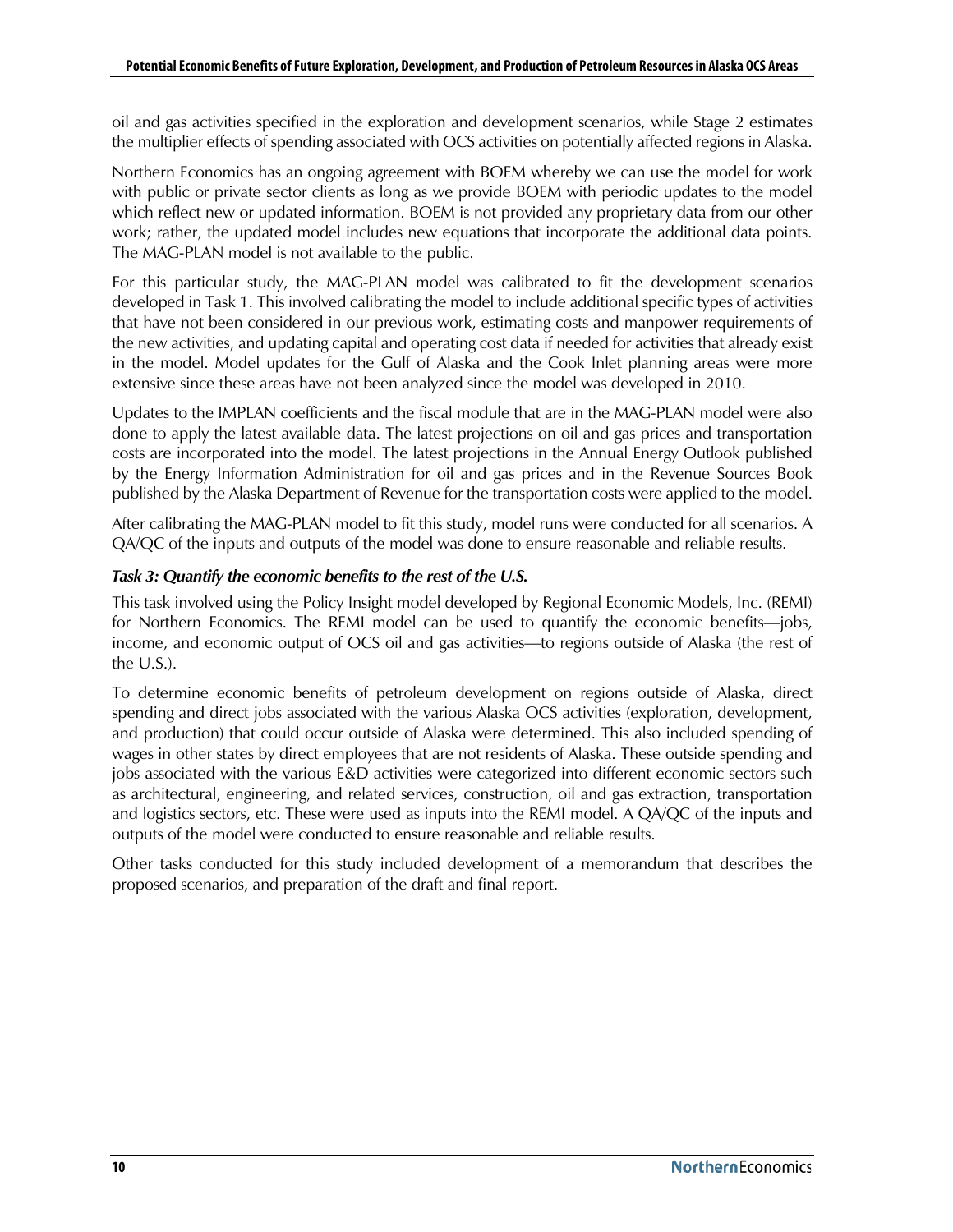oil and gas activities specified in the exploration and development scenarios, while Stage 2 estimates the multiplier effects of spending associated with OCS activities on potentially affected regions in Alaska.

Northern Economics has an ongoing agreement with BOEM whereby we can use the model for work with public or private sector clients as long as we provide BOEM with periodic updates to the model which reflect new or updated information. BOEM is not provided any proprietary data from our other work; rather, the updated model includes new equations that incorporate the additional data points. The MAG-PLAN model is not available to the public.

For this particular study, the MAG-PLAN model was calibrated to fit the development scenarios developed in Task 1. This involved calibrating the model to include additional specific types of activities that have not been considered in our previous work, estimating costs and manpower requirements of the new activities, and updating capital and operating cost data if needed for activities that already exist in the model. Model updates for the Gulf of Alaska and the Cook Inlet planning areas were more extensive since these areas have not been analyzed since the model was developed in 2010.

Updates to the IMPLAN coefficients and the fiscal module that are in the MAG-PLAN model were also done to apply the latest available data. The latest projections on oil and gas prices and transportation costs are incorporated into the model. The latest projections in the Annual Energy Outlook published by the Energy Information Administration for oil and gas prices and in the Revenue Sources Book published by the Alaska Department of Revenue for the transportation costs were applied to the model.

After calibrating the MAG-PLAN model to fit this study, model runs were conducted for all scenarios. A QA/QC of the inputs and outputs of the model was done to ensure reasonable and reliable results.

***Task 3: Quantify the economic benefits to the rest of the U.S.***

This task involved using the Policy Insight model developed by Regional Economic Models, Inc. (REMI) for Northern Economics. The REMI model can be used to quantify the economic benefits—jobs, income, and economic output of OCS oil and gas activities—to regions outside of Alaska (the rest of the U.S.).

To determine economic benefits of petroleum development on regions outside of Alaska, direct spending and direct jobs associated with the various Alaska OCS activities (exploration, development, and production) that could occur outside of Alaska were determined. This also included spending of wages in other states by direct employees that are not residents of Alaska. These outside spending and jobs associated with the various E&D activities were categorized into different economic sectors such as architectural, engineering, and related services, construction, oil and gas extraction, transportation and logistics sectors, etc. These were used as inputs into the REMI model. A QA/QC of the inputs and outputs of the model were conducted to ensure reasonable and reliable results.

Other tasks conducted for this study included development of a memorandum that describes the proposed scenarios, and preparation of the draft and final report.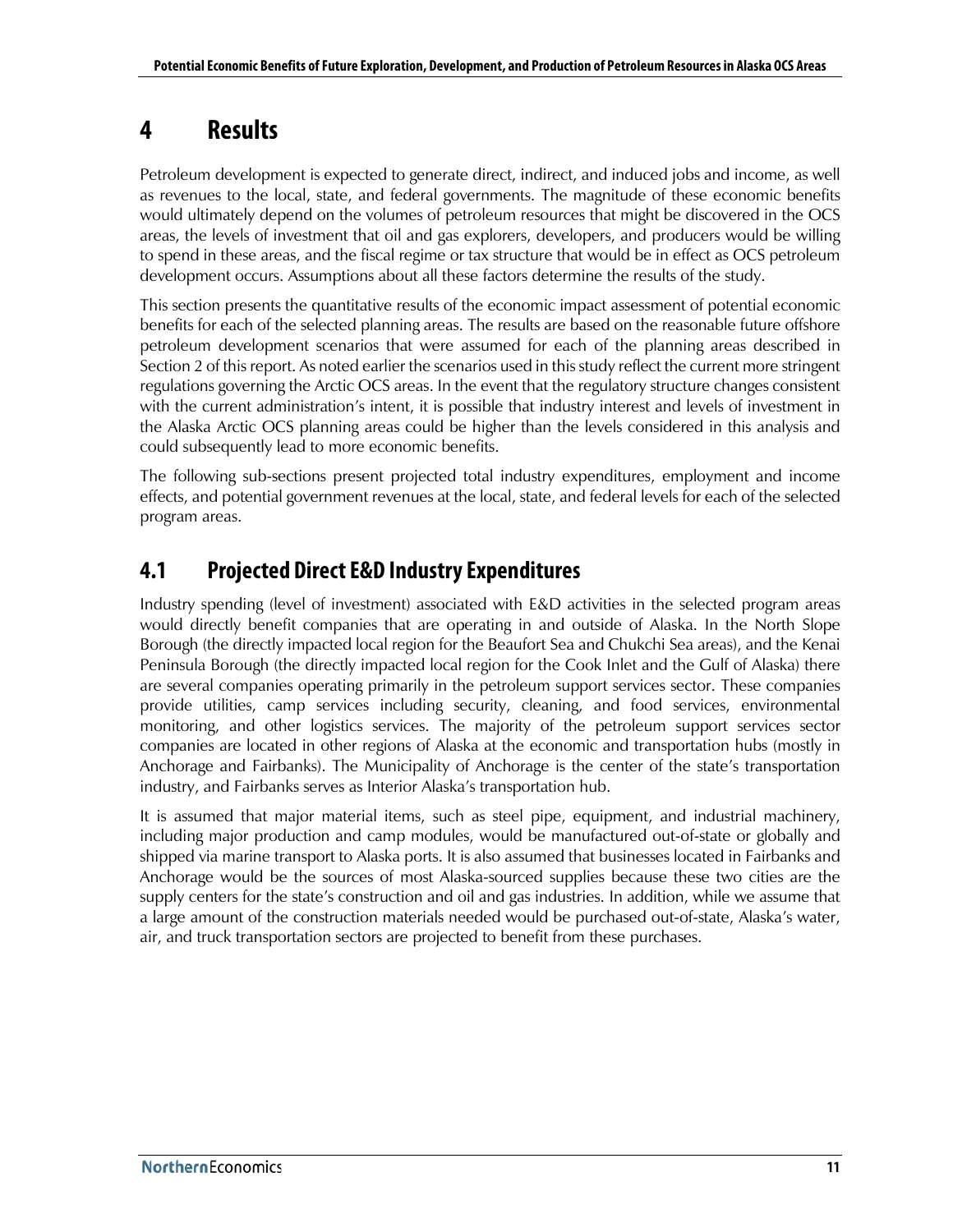# 4 Results

Petroleum development is expected to generate direct, indirect, and induced jobs and income, as well as revenues to the local, state, and federal governments. The magnitude of these economic benefits would ultimately depend on the volumes of petroleum resources that might be discovered in the OCS areas, the levels of investment that oil and gas explorers, developers, and producers would be willing to spend in these areas, and the fiscal regime or tax structure that would be in effect as OCS petroleum development occurs. Assumptions about all these factors determine the results of the study.

This section presents the quantitative results of the economic impact assessment of potential economic benefits for each of the selected planning areas. The results are based on the reasonable future offshore petroleum development scenarios that were assumed for each of the planning areas described in Section 2 of this report. As noted earlier the scenarios used in this study reflect the current more stringent regulations governing the Arctic OCS areas. In the event that the regulatory structure changes consistent with the current administration's intent, it is possible that industry interest and levels of investment in the Alaska Arctic OCS planning areas could be higher than the levels considered in this analysis and could subsequently lead to more economic benefits.

The following sub-sections present projected total industry expenditures, employment and income effects, and potential government revenues at the local, state, and federal levels for each of the selected program areas.

## 4.1 Projected Direct E&D Industry Expenditures

Industry spending (level of investment) associated with E&D activities in the selected program areas would directly benefit companies that are operating in and outside of Alaska. In the North Slope Borough (the directly impacted local region for the Beaufort Sea and Chukchi Sea areas), and the Kenai Peninsula Borough (the directly impacted local region for the Cook Inlet and the Gulf of Alaska) there are several companies operating primarily in the petroleum support services sector. These companies provide utilities, camp services including security, cleaning, and food services, environmental monitoring, and other logistics services. The majority of the petroleum support services sector companies are located in other regions of Alaska at the economic and transportation hubs (mostly in Anchorage and Fairbanks). The Municipality of Anchorage is the center of the state's transportation industry, and Fairbanks serves as Interior Alaska's transportation hub.

It is assumed that major material items, such as steel pipe, equipment, and industrial machinery, including major production and camp modules, would be manufactured out-of-state or globally and shipped via marine transport to Alaska ports. It is also assumed that businesses located in Fairbanks and Anchorage would be the sources of most Alaska-sourced supplies because these two cities are the supply centers for the state's construction and oil and gas industries. In addition, while we assume that a large amount of the construction materials needed would be purchased out-of-state, Alaska's water, air, and truck transportation sectors are projected to benefit from these purchases.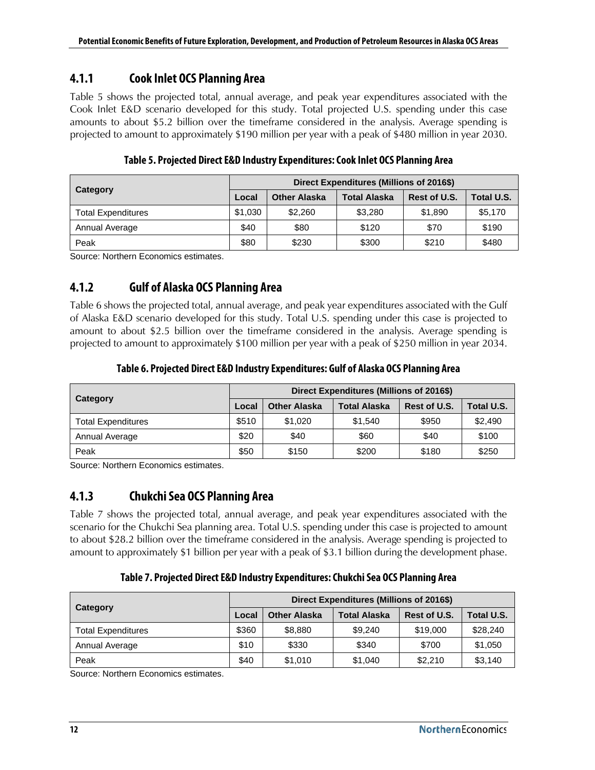### 4.1.1 Cook Inlet OCS Planning Area

Table 5 shows the projected total, annual average, and peak year expenditures associated with the Cook Inlet E&D scenario developed for this study. Total projected U.S. spending under this case amounts to about $5.2 billion over the timeframe considered in the analysis. Average spending is projected to amount to approximately $190 million per year with a peak of $480 million in year 2030.

**Table 5. Projected Direct E&D Industry Expenditures: Cook Inlet OCS Planning Area**

| Category | Direct Expenditures (Millions of 2016$) | | | | |
|---|---|---|---|---|---|
| | Local | Other Alaska | Total Alaska | Rest of U.S. | Total U.S. |
| Total Expenditures | $1,030 | $2,260 | $3,280 | $1,890 | $5,170 |
| Annual Average | $40 | $80 | $120 | $70 | $190 |
| Peak | $80 | $230 | $300 | $210 | $480 |

Source: Northern Economics estimates.

### 4.1.2 Gulf of Alaska OCS Planning Area

Table 6 shows the projected total, annual average, and peak year expenditures associated with the Gulf of Alaska E&D scenario developed for this study. Total U.S. spending under this case is projected to amount to about $2.5 billion over the timeframe considered in the analysis. Average spending is projected to amount to approximately $100 million per year with a peak of $250 million in year 2034.

**Table 6. Projected Direct E&D Industry Expenditures: Gulf of Alaska OCS Planning Area**

| Category | Direct Expenditures (Millions of 2016$) | | | | |
|---|---|---|---|---|---|
| | Local | Other Alaska | Total Alaska | Rest of U.S. | Total U.S. |
| Total Expenditures | $510 | $1,020 | $1,540 | $950 | $2,490 |
| Annual Average | $20 | $40 | $60 | $40 | $100 |
| Peak | $50 | $150 | $200 | $180 | $250 |

Source: Northern Economics estimates.

### 4.1.3 Chukchi Sea OCS Planning Area

Table 7 shows the projected total, annual average, and peak year expenditures associated with the scenario for the Chukchi Sea planning area. Total U.S. spending under this case is projected to amount to about $28.2 billion over the timeframe considered in the analysis. Average spending is projected to amount to approximately $1 billion per year with a peak of $3.1 billion during the development phase.

**Table 7. Projected Direct E&D Industry Expenditures: Chukchi Sea OCS Planning Area**

| Category | Direct Expenditures (Millions of 2016$) | | | | |
|---|---|---|---|---|---|
| | Local | Other Alaska | Total Alaska | Rest of U.S. | Total U.S. |
| Total Expenditures | $360 | $8,880 | $9,240 | $19,000 | $28,240 |
| Annual Average | $10 | $330 | $340 | $700 | $1,050 |
| Peak | $40 | $1,010 | $1,040 | $2,210 | $3,140 |

Source: Northern Economics estimates.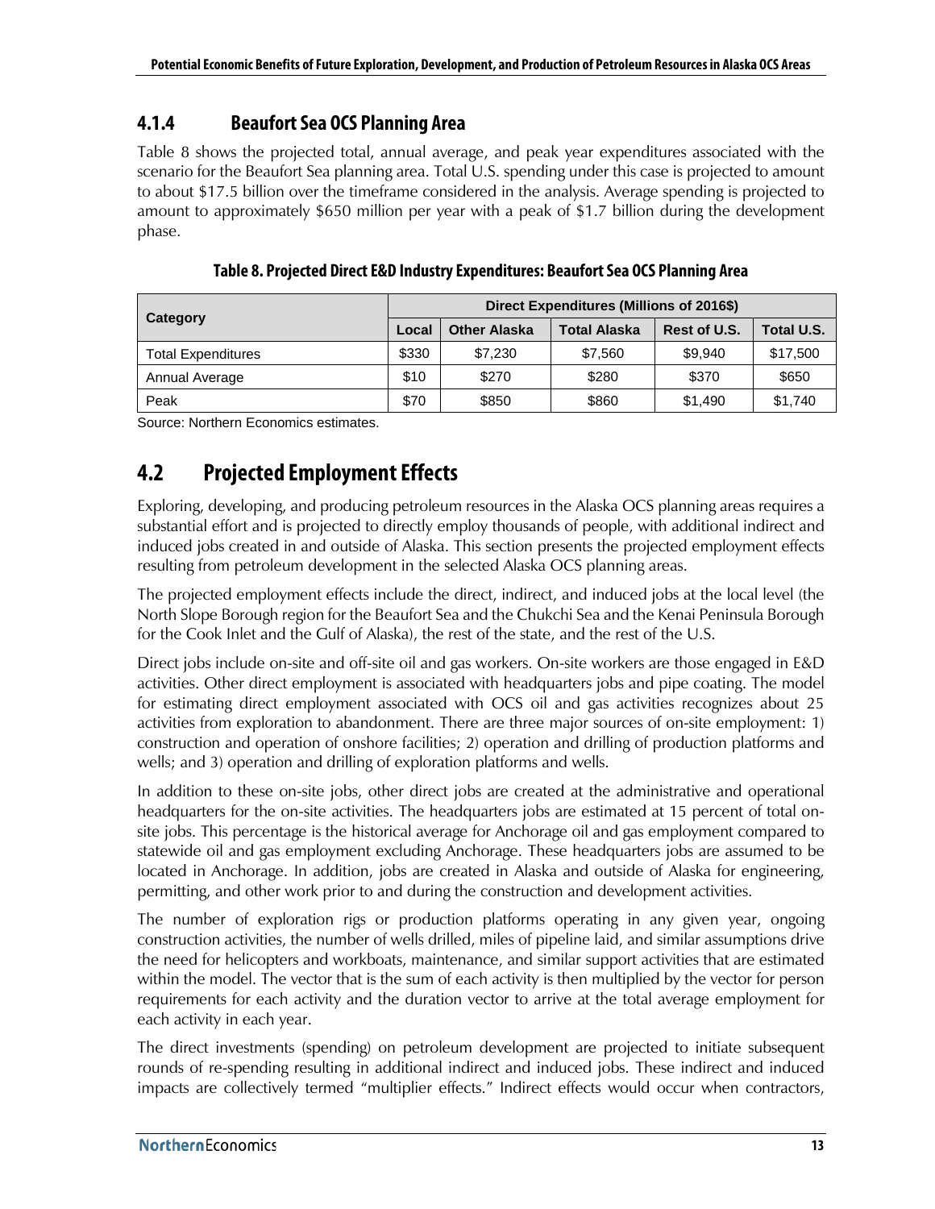### 4.1.4 Beaufort Sea OCS Planning Area

Table 8 shows the projected total, annual average, and peak year expenditures associated with the scenario for the Beaufort Sea planning area. Total U.S. spending under this case is projected to amount to about $17.5 billion over the timeframe considered in the analysis. Average spending is projected to amount to approximately $650 million per year with a peak of $1.7 billion during the development phase.

**Table 8. Projected Direct E&D Industry Expenditures: Beaufort Sea OCS Planning Area**

| Category | Direct Expenditures (Millions of 2016$) | | | | |
|---|---|---|---|---|---|
| | Local | Other Alaska | Total Alaska | Rest of U.S. | Total U.S. |
| Total Expenditures | $330 | $7,230 | $7,560 | $9,940 | $17,500 |
| Annual Average | $10 | $270 | $280 | $370 | $650 |
| Peak | $70 | $850 | $860 | $1,490 | $1,740 |

Source: Northern Economics estimates.

## 4.2 Projected Employment Effects

Exploring, developing, and producing petroleum resources in the Alaska OCS planning areas requires a substantial effort and is projected to directly employ thousands of people, with additional indirect and induced jobs created in and outside of Alaska. This section presents the projected employment effects resulting from petroleum development in the selected Alaska OCS planning areas.

The projected employment effects include the direct, indirect, and induced jobs at the local level (the North Slope Borough region for the Beaufort Sea and the Chukchi Sea and the Kenai Peninsula Borough for the Cook Inlet and the Gulf of Alaska), the rest of the state, and the rest of the U.S.

Direct jobs include on-site and off-site oil and gas workers. On-site workers are those engaged in E&D activities. Other direct employment is associated with headquarters jobs and pipe coating. The model for estimating direct employment associated with OCS oil and gas activities recognizes about 25 activities from exploration to abandonment. There are three major sources of on-site employment: 1) construction and operation of onshore facilities; 2) operation and drilling of production platforms and wells; and 3) operation and drilling of exploration platforms and wells.

In addition to these on-site jobs, other direct jobs are created at the administrative and operational headquarters for the on-site activities. The headquarters jobs are estimated at 15 percent of total on-site jobs. This percentage is the historical average for Anchorage oil and gas employment compared to statewide oil and gas employment excluding Anchorage. These headquarters jobs are assumed to be located in Anchorage. In addition, jobs are created in Alaska and outside of Alaska for engineering, permitting, and other work prior to and during the construction and development activities.

The number of exploration rigs or production platforms operating in any given year, ongoing construction activities, the number of wells drilled, miles of pipeline laid, and similar assumptions drive the need for helicopters and workboats, maintenance, and similar support activities that are estimated within the model. The vector that is the sum of each activity is then multiplied by the vector for person requirements for each activity and the duration vector to arrive at the total average employment for each activity in each year.

The direct investments (spending) on petroleum development are projected to initiate subsequent rounds of re-spending resulting in additional indirect and induced jobs. These indirect and induced impacts are collectively termed "multiplier effects." Indirect effects would occur when contractors,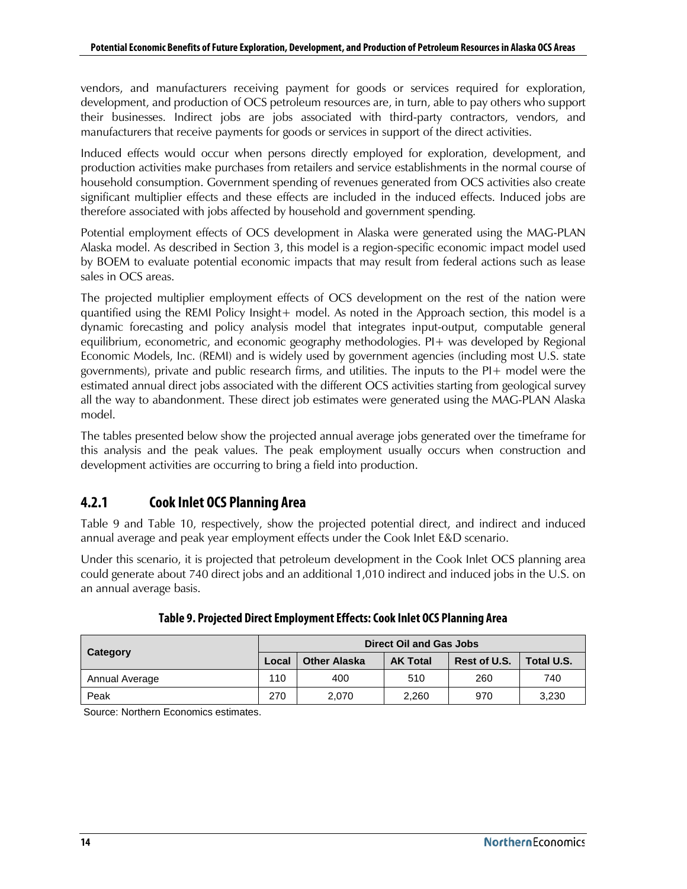vendors, and manufacturers receiving payment for goods or services required for exploration, development, and production of OCS petroleum resources are, in turn, able to pay others who support their businesses. Indirect jobs are jobs associated with third-party contractors, vendors, and manufacturers that receive payments for goods or services in support of the direct activities.

Induced effects would occur when persons directly employed for exploration, development, and production activities make purchases from retailers and service establishments in the normal course of household consumption. Government spending of revenues generated from OCS activities also create significant multiplier effects and these effects are included in the induced effects. Induced jobs are therefore associated with jobs affected by household and government spending.

Potential employment effects of OCS development in Alaska were generated using the MAG-PLAN Alaska model. As described in Section 3, this model is a region-specific economic impact model used by BOEM to evaluate potential economic impacts that may result from federal actions such as lease sales in OCS areas.

The projected multiplier employment effects of OCS development on the rest of the nation were quantified using the REMI Policy Insight+ model. As noted in the Approach section, this model is a dynamic forecasting and policy analysis model that integrates input-output, computable general equilibrium, econometric, and economic geography methodologies. PI+ was developed by Regional Economic Models, Inc. (REMI) and is widely used by government agencies (including most U.S. state governments), private and public research firms, and utilities. The inputs to the PI+ model were the estimated annual direct jobs associated with the different OCS activities starting from geological survey all the way to abandonment. These direct job estimates were generated using the MAG-PLAN Alaska model.

The tables presented below show the projected annual average jobs generated over the timeframe for this analysis and the peak values. The peak employment usually occurs when construction and development activities are occurring to bring a field into production.

### 4.2.1 Cook Inlet OCS Planning Area

Table 9 and Table 10, respectively, show the projected potential direct, and indirect and induced annual average and peak year employment effects under the Cook Inlet E&D scenario.

Under this scenario, it is projected that petroleum development in the Cook Inlet OCS planning area could generate about 740 direct jobs and an additional 1,010 indirect and induced jobs in the U.S. on an annual average basis.

**Table 9. Projected Direct Employment Effects: Cook Inlet OCS Planning Area**

| Category | Direct Oil and Gas Jobs | | | | |
|---|---|---|---|---|---|
| | Local | Other Alaska | AK Total | Rest of U.S. | Total U.S. |
| Annual Average | 110 | 400 | 510 | 260 | 740 |
| Peak | 270 | 2,070 | 2,260 | 970 | 3,230 |

Source: Northern Economics estimates.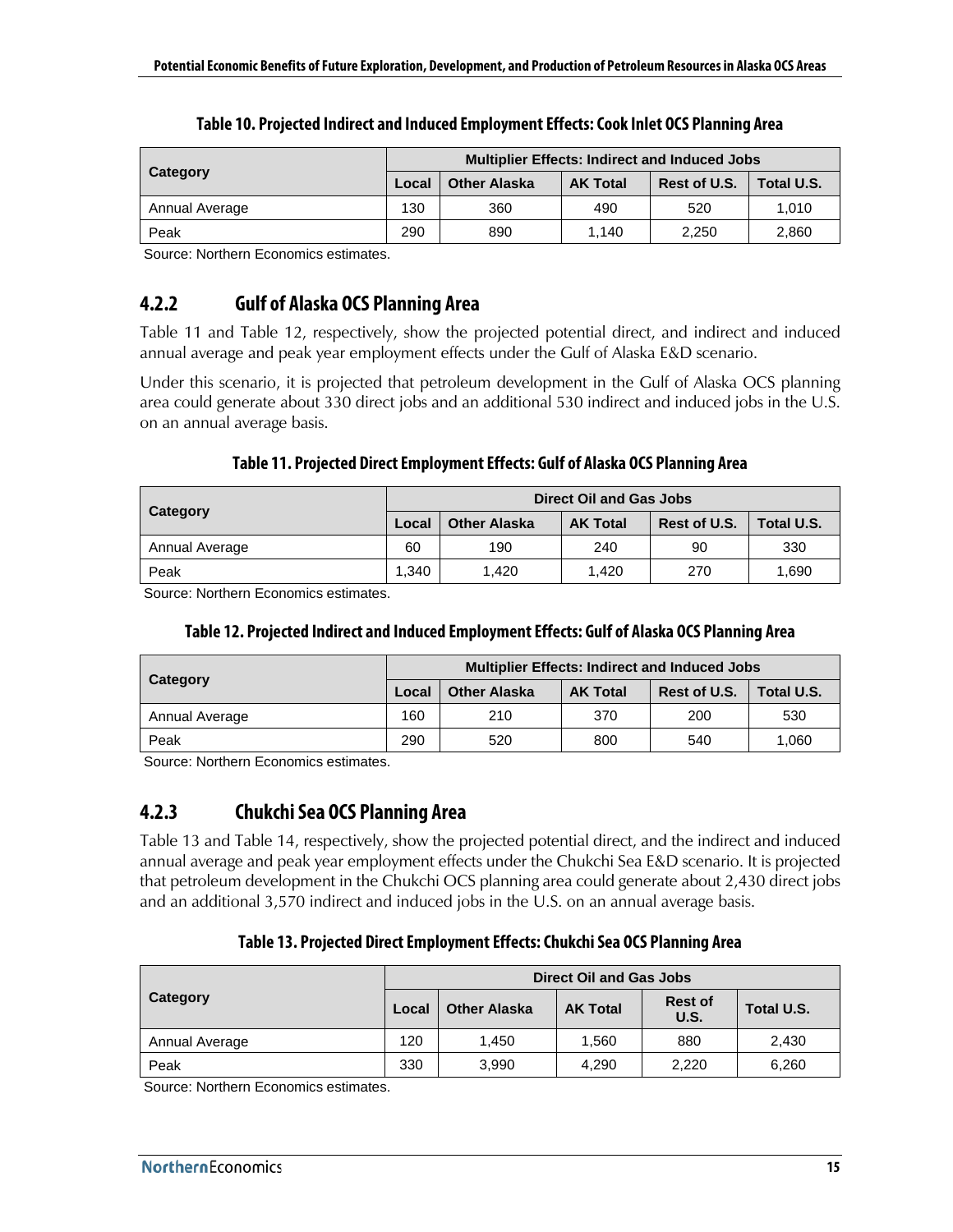**Table 10. Projected Indirect and Induced Employment Effects: Cook Inlet OCS Planning Area**

| Category | Multiplier Effects: Indirect and Induced Jobs | | | | |
|---|---|---|---|---|---|
| | Local | Other Alaska | AK Total | Rest of U.S. | Total U.S. |
| Annual Average | 130 | 360 | 490 | 520 | 1,010 |
| Peak | 290 | 890 | 1,140 | 2,250 | 2,860 |

Source: Northern Economics estimates.

### 4.2.2 Gulf of Alaska OCS Planning Area

Table 11 and Table 12, respectively, show the projected potential direct, and indirect and induced annual average and peak year employment effects under the Gulf of Alaska E&D scenario.

Under this scenario, it is projected that petroleum development in the Gulf of Alaska OCS planning area could generate about 330 direct jobs and an additional 530 indirect and induced jobs in the U.S. on an annual average basis.

**Table 11. Projected Direct Employment Effects: Gulf of Alaska OCS Planning Area**

| Category | Direct Oil and Gas Jobs | | | | |
|---|---|---|---|---|---|
| | Local | Other Alaska | AK Total | Rest of U.S. | Total U.S. |
| Annual Average | 60 | 190 | 240 | 90 | 330 |
| Peak | 1,340 | 1,420 | 1,420 | 270 | 1,690 |

Source: Northern Economics estimates.

**Table 12. Projected Indirect and Induced Employment Effects: Gulf of Alaska OCS Planning Area**

| Category | Multiplier Effects: Indirect and Induced Jobs | | | | |
|---|---|---|---|---|---|
| | Local | Other Alaska | AK Total | Rest of U.S. | Total U.S. |
| Annual Average | 160 | 210 | 370 | 200 | 530 |
| Peak | 290 | 520 | 800 | 540 | 1,060 |

Source: Northern Economics estimates.

### 4.2.3 Chukchi Sea OCS Planning Area

Table 13 and Table 14, respectively, show the projected potential direct, and the indirect and induced annual average and peak year employment effects under the Chukchi Sea E&D scenario. It is projected that petroleum development in the Chukchi OCS planning area could generate about 2,430 direct jobs and an additional 3,570 indirect and induced jobs in the U.S. on an annual average basis.

**Table 13. Projected Direct Employment Effects: Chukchi Sea OCS Planning Area**

| Category | Direct Oil and Gas Jobs | | | | |
|---|---|---|---|---|---|
| | Local | Other Alaska | AK Total | Rest of U.S. | Total U.S. |
| Annual Average | 120 | 1,450 | 1,560 | 880 | 2,430 |
| Peak | 330 | 3,990 | 4,290 | 2,220 | 6,260 |

Source: Northern Economics estimates.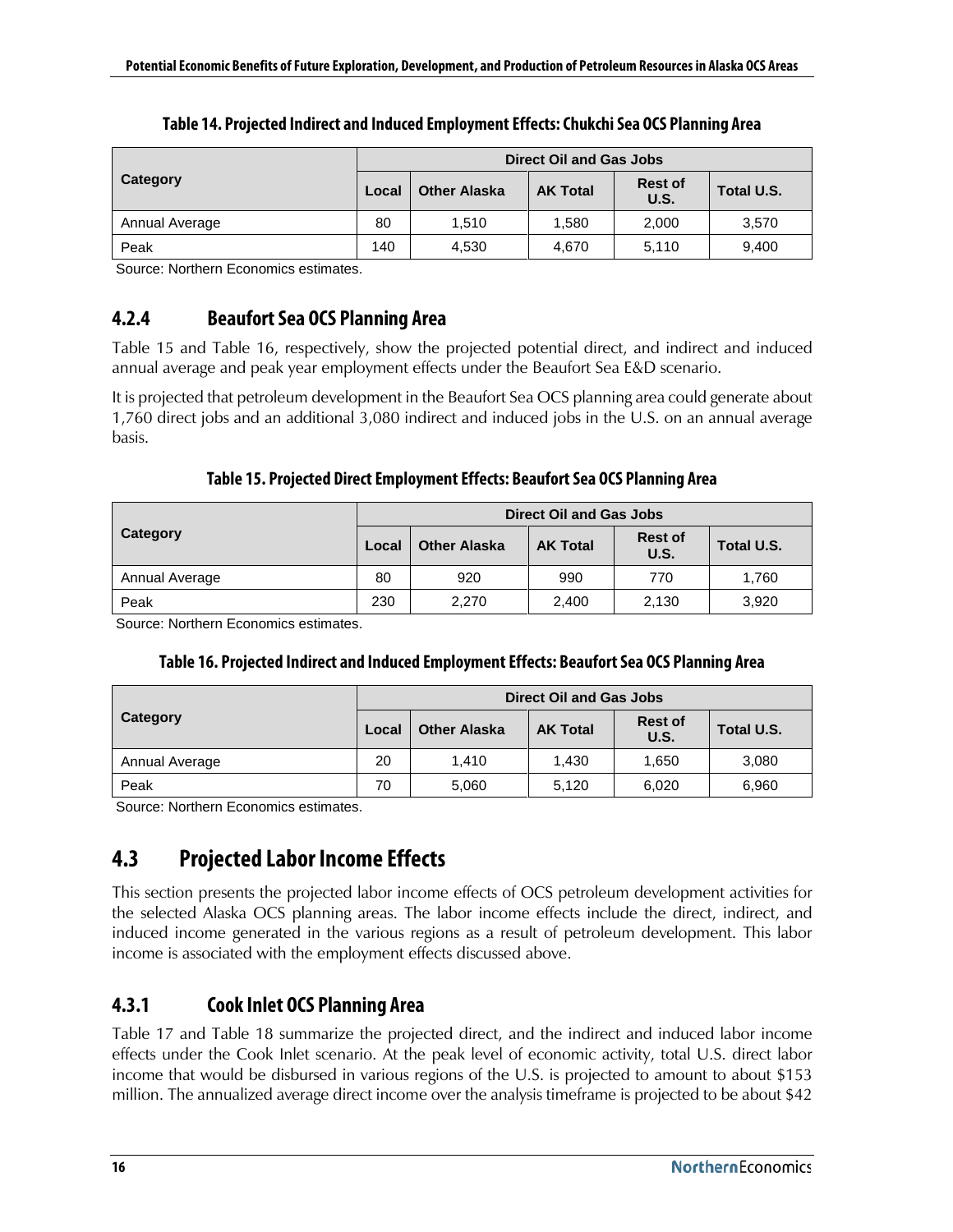**Table 14. Projected Indirect and Induced Employment Effects: Chukchi Sea OCS Planning Area**

| Category | Direct Oil and Gas Jobs | | | | |
|---|---|---|---|---|---|
| | Local | Other Alaska | AK Total | Rest of U.S. | Total U.S. |
| Annual Average | 80 | 1,510 | 1,580 | 2,000 | 3,570 |
| Peak | 140 | 4,530 | 4,670 | 5,110 | 9,400 |

Source: Northern Economics estimates.

### 4.2.4 Beaufort Sea OCS Planning Area

Table 15 and Table 16, respectively, show the projected potential direct, and indirect and induced annual average and peak year employment effects under the Beaufort Sea E&D scenario.

It is projected that petroleum development in the Beaufort Sea OCS planning area could generate about 1,760 direct jobs and an additional 3,080 indirect and induced jobs in the U.S. on an annual average basis.

**Table 15. Projected Direct Employment Effects: Beaufort Sea OCS Planning Area**

| Category | Direct Oil and Gas Jobs | | | | |
|---|---|---|---|---|---|
| | Local | Other Alaska | AK Total | Rest of U.S. | Total U.S. |
| Annual Average | 80 | 920 | 990 | 770 | 1,760 |
| Peak | 230 | 2,270 | 2,400 | 2,130 | 3,920 |

Source: Northern Economics estimates.

**Table 16. Projected Indirect and Induced Employment Effects: Beaufort Sea OCS Planning Area**

| Category | Direct Oil and Gas Jobs | | | | |
|---|---|---|---|---|---|
| | Local | Other Alaska | AK Total | Rest of U.S. | Total U.S. |
| Annual Average | 20 | 1,410 | 1,430 | 1,650 | 3,080 |
| Peak | 70 | 5,060 | 5,120 | 6,020 | 6,960 |

Source: Northern Economics estimates.

## 4.3 Projected Labor Income Effects

This section presents the projected labor income effects of OCS petroleum development activities for the selected Alaska OCS planning areas. The labor income effects include the direct, indirect, and induced income generated in the various regions as a result of petroleum development. This labor income is associated with the employment effects discussed above.

### 4.3.1 Cook Inlet OCS Planning Area

Table 17 and Table 18 summarize the projected direct, and the indirect and induced labor income effects under the Cook Inlet scenario. At the peak level of economic activity, total U.S. direct labor income that would be disbursed in various regions of the U.S. is projected to amount to about $153 million. The annualized average direct income over the analysis timeframe is projected to be about $42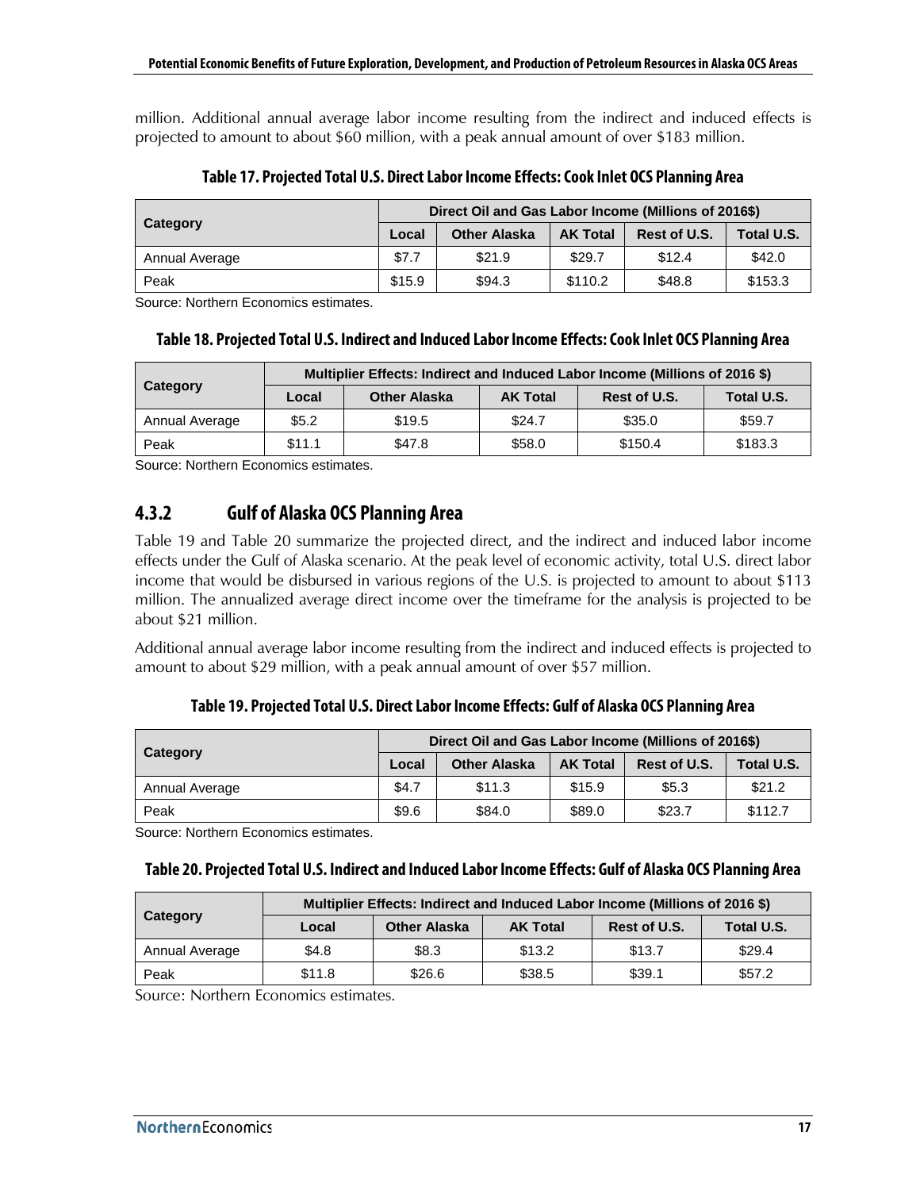million. Additional annual average labor income resulting from the indirect and induced effects is projected to amount to about $60 million, with a peak annual amount of over $183 million.

**Table 17. Projected Total U.S. Direct Labor Income Effects: Cook Inlet OCS Planning Area**

| Category | Direct Oil and Gas Labor Income (Millions of 2016$) | | | | |
|---|---|---|---|---|---|
| | Local | Other Alaska | AK Total | Rest of U.S. | Total U.S. |
| Annual Average | $7.7 | $21.9 | $29.7 | $12.4 | $42.0 |
| Peak | $15.9 | $94.3 | $110.2 | $48.8 | $153.3 |

Source: Northern Economics estimates.

**Table 18. Projected Total U.S. Indirect and Induced Labor Income Effects: Cook Inlet OCS Planning Area**

| Category | Multiplier Effects: Indirect and Induced Labor Income (Millions of 2016 $) | | | | |
|---|---|---|---|---|---|
| | Local | Other Alaska | AK Total | Rest of U.S. | Total U.S. |
| Annual Average | $5.2 | $19.5 | $24.7 | $35.0 | $59.7 |
| Peak | $11.1 | $47.8 | $58.0 | $150.4 | $183.3 |

Source: Northern Economics estimates.

### 4.3.2 Gulf of Alaska OCS Planning Area

Table 19 and Table 20 summarize the projected direct, and the indirect and induced labor income effects under the Gulf of Alaska scenario. At the peak level of economic activity, total U.S. direct labor income that would be disbursed in various regions of the U.S. is projected to amount to about $113 million. The annualized average direct income over the timeframe for the analysis is projected to be about $21 million.

Additional annual average labor income resulting from the indirect and induced effects is projected to amount to about $29 million, with a peak annual amount of over $57 million.

**Table 19. Projected Total U.S. Direct Labor Income Effects: Gulf of Alaska OCS Planning Area**

| Category | Direct Oil and Gas Labor Income (Millions of 2016$) | | | | |
|---|---|---|---|---|---|
| | Local | Other Alaska | AK Total | Rest of U.S. | Total U.S. |
| Annual Average | $4.7 | $11.3 | $15.9 | $5.3 | $21.2 |
| Peak | $9.6 | $84.0 | $89.0 | $23.7 | $112.7 |

Source: Northern Economics estimates.

**Table 20. Projected Total U.S. Indirect and Induced Labor Income Effects: Gulf of Alaska OCS Planning Area**

| Category | Multiplier Effects: Indirect and Induced Labor Income (Millions of 2016 $) | | | | |
|---|---|---|---|---|---|
| | Local | Other Alaska | AK Total | Rest of U.S. | Total U.S. |
| Annual Average | $4.8 | $8.3 | $13.2 | $13.7 | $29.4 |
| Peak | $11.8 | $26.6 | $38.5 | $39.1 | $57.2 |

Source: Northern Economics estimates.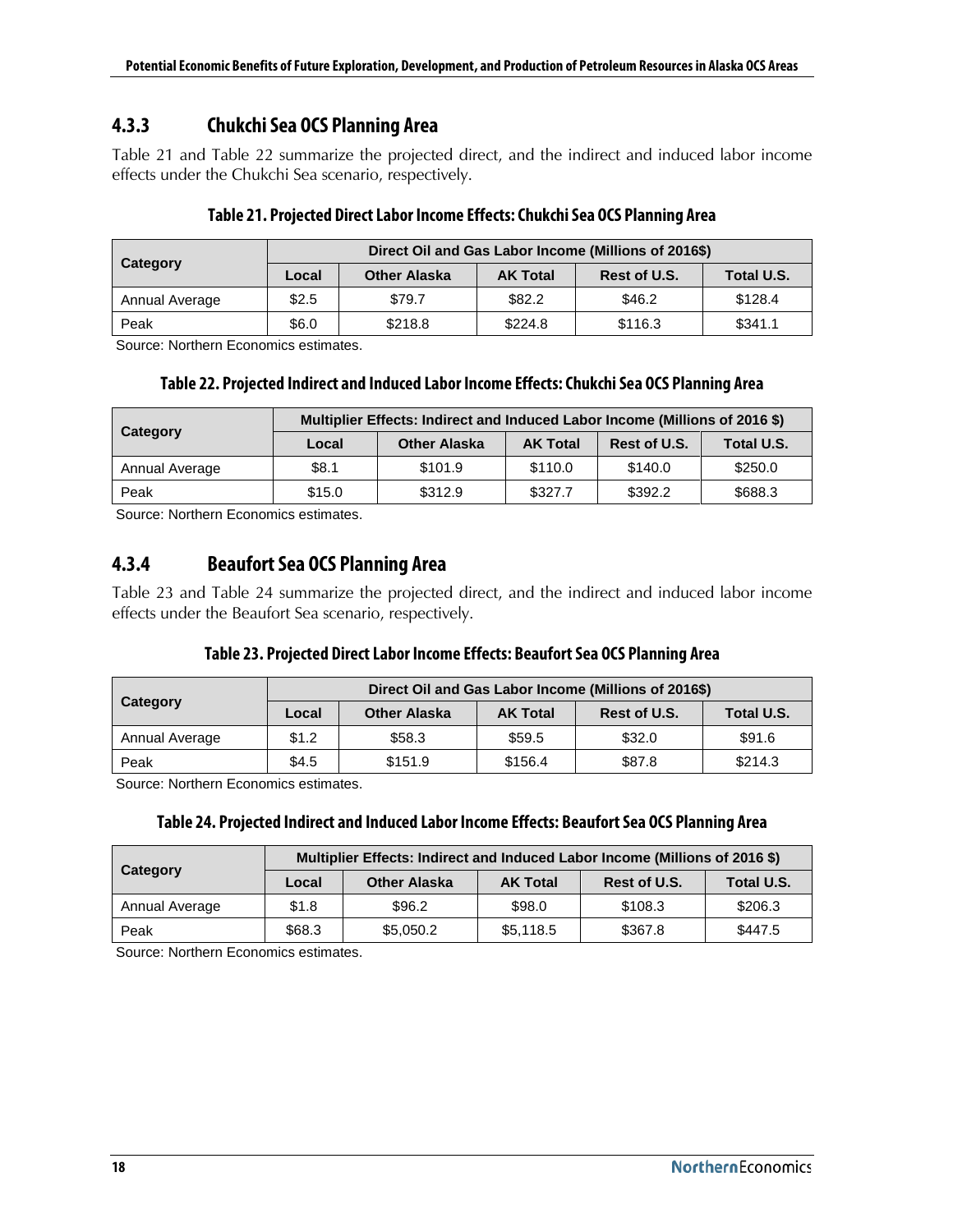### 4.3.3 Chukchi Sea OCS Planning Area

Table 21 and Table 22 summarize the projected direct, and the indirect and induced labor income effects under the Chukchi Sea scenario, respectively.

**Table 21. Projected Direct Labor Income Effects: Chukchi Sea OCS Planning Area**

| Category | Direct Oil and Gas Labor Income (Millions of 2016$) | | | | |
|---|---|---|---|---|---|
| | Local | Other Alaska | AK Total | Rest of U.S. | Total U.S. |
| Annual Average | $2.5 | $79.7 | $82.2 | $46.2 | $128.4 |
| Peak | $6.0 | $218.8 | $224.8 | $116.3 | $341.1 |

Source: Northern Economics estimates.

**Table 22. Projected Indirect and Induced Labor Income Effects: Chukchi Sea OCS Planning Area**

| Category | Multiplier Effects: Indirect and Induced Labor Income (Millions of 2016 $) | | | | |
|---|---|---|---|---|---|
| | Local | Other Alaska | AK Total | Rest of U.S. | Total U.S. |
| Annual Average | $8.1 | $101.9 | $110.0 | $140.0 | $250.0 |
| Peak | $15.0 | $312.9 | $327.7 | $392.2 | $688.3 |

Source: Northern Economics estimates.

### 4.3.4 Beaufort Sea OCS Planning Area

Table 23 and Table 24 summarize the projected direct, and the indirect and induced labor income effects under the Beaufort Sea scenario, respectively.

**Table 23. Projected Direct Labor Income Effects: Beaufort Sea OCS Planning Area**

| Category | Direct Oil and Gas Labor Income (Millions of 2016$) | | | | |
|---|---|---|---|---|---|
| | Local | Other Alaska | AK Total | Rest of U.S. | Total U.S. |
| Annual Average | $1.2 | $58.3 | $59.5 | $32.0 | $91.6 |
| Peak | $4.5 | $151.9 | $156.4 | $87.8 | $214.3 |

Source: Northern Economics estimates.

**Table 24. Projected Indirect and Induced Labor Income Effects: Beaufort Sea OCS Planning Area**

| Category | Multiplier Effects: Indirect and Induced Labor Income (Millions of 2016 $) | | | | |
|---|---|---|---|---|---|
| | Local | Other Alaska | AK Total | Rest of U.S. | Total U.S. |
| Annual Average | $1.8 | $96.2 | $98.0 | $108.3 | $206.3 |
| Peak | $68.3 | $5,050.2 | $5,118.5 | $367.8 | $447.5 |

Source: Northern Economics estimates.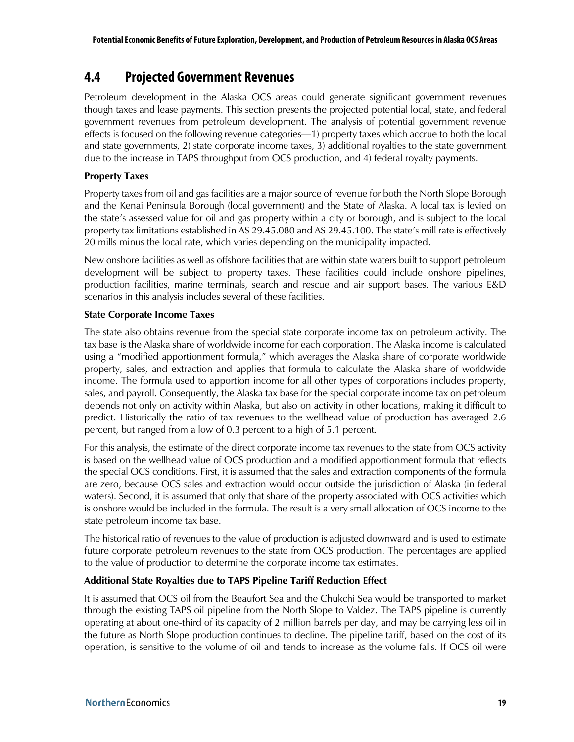## 4.4 Projected Government Revenues

Petroleum development in the Alaska OCS areas could generate significant government revenues though taxes and lease payments. This section presents the projected potential local, state, and federal government revenues from petroleum development. The analysis of potential government revenue effects is focused on the following revenue categories—1) property taxes which accrue to both the local and state governments, 2) state corporate income taxes, 3) additional royalties to the state government due to the increase in TAPS throughput from OCS production, and 4) federal royalty payments.

**Property Taxes**

Property taxes from oil and gas facilities are a major source of revenue for both the North Slope Borough and the Kenai Peninsula Borough (local government) and the State of Alaska. A local tax is levied on the state's assessed value for oil and gas property within a city or borough, and is subject to the local property tax limitations established in AS 29.45.080 and AS 29.45.100. The state's mill rate is effectively 20 mills minus the local rate, which varies depending on the municipality impacted.

New onshore facilities as well as offshore facilities that are within state waters built to support petroleum development will be subject to property taxes. These facilities could include onshore pipelines, production facilities, marine terminals, search and rescue and air support bases. The various E&D scenarios in this analysis includes several of these facilities.

**State Corporate Income Taxes**

The state also obtains revenue from the special state corporate income tax on petroleum activity. The tax base is the Alaska share of worldwide income for each corporation. The Alaska income is calculated using a "modified apportionment formula," which averages the Alaska share of corporate worldwide property, sales, and extraction and applies that formula to calculate the Alaska share of worldwide income. The formula used to apportion income for all other types of corporations includes property, sales, and payroll. Consequently, the Alaska tax base for the special corporate income tax on petroleum depends not only on activity within Alaska, but also on activity in other locations, making it difficult to predict. Historically the ratio of tax revenues to the wellhead value of production has averaged 2.6 percent, but ranged from a low of 0.3 percent to a high of 5.1 percent.

For this analysis, the estimate of the direct corporate income tax revenues to the state from OCS activity is based on the wellhead value of OCS production and a modified apportionment formula that reflects the special OCS conditions. First, it is assumed that the sales and extraction components of the formula are zero, because OCS sales and extraction would occur outside the jurisdiction of Alaska (in federal waters). Second, it is assumed that only that share of the property associated with OCS activities which is onshore would be included in the formula. The result is a very small allocation of OCS income to the state petroleum income tax base.

The historical ratio of revenues to the value of production is adjusted downward and is used to estimate future corporate petroleum revenues to the state from OCS production. The percentages are applied to the value of production to determine the corporate income tax estimates.

**Additional State Royalties due to TAPS Pipeline Tariff Reduction Effect**

It is assumed that OCS oil from the Beaufort Sea and the Chukchi Sea would be transported to market through the existing TAPS oil pipeline from the North Slope to Valdez. The TAPS pipeline is currently operating at about one-third of its capacity of 2 million barrels per day, and may be carrying less oil in the future as North Slope production continues to decline. The pipeline tariff, based on the cost of its operation, is sensitive to the volume of oil and tends to increase as the volume falls. If OCS oil were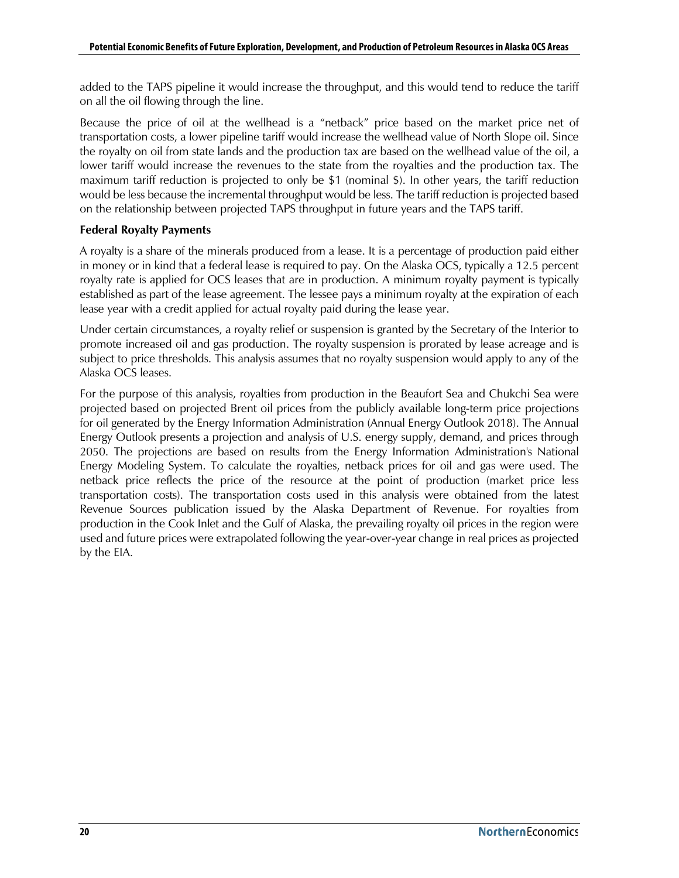added to the TAPS pipeline it would increase the throughput, and this would tend to reduce the tariff on all the oil flowing through the line.

Because the price of oil at the wellhead is a "netback" price based on the market price net of transportation costs, a lower pipeline tariff would increase the wellhead value of North Slope oil. Since the royalty on oil from state lands and the production tax are based on the wellhead value of the oil, a lower tariff would increase the revenues to the state from the royalties and the production tax. The maximum tariff reduction is projected to only be $1 (nominal $). In other years, the tariff reduction would be less because the incremental throughput would be less. The tariff reduction is projected based on the relationship between projected TAPS throughput in future years and the TAPS tariff.

**Federal Royalty Payments**

A royalty is a share of the minerals produced from a lease. It is a percentage of production paid either in money or in kind that a federal lease is required to pay. On the Alaska OCS, typically a 12.5 percent royalty rate is applied for OCS leases that are in production. A minimum royalty payment is typically established as part of the lease agreement. The lessee pays a minimum royalty at the expiration of each lease year with a credit applied for actual royalty paid during the lease year.

Under certain circumstances, a royalty relief or suspension is granted by the Secretary of the Interior to promote increased oil and gas production. The royalty suspension is prorated by lease acreage and is subject to price thresholds. This analysis assumes that no royalty suspension would apply to any of the Alaska OCS leases.

For the purpose of this analysis, royalties from production in the Beaufort Sea and Chukchi Sea were projected based on projected Brent oil prices from the publicly available long-term price projections for oil generated by the Energy Information Administration (Annual Energy Outlook 2018). The Annual Energy Outlook presents a projection and analysis of U.S. energy supply, demand, and prices through 2050. The projections are based on results from the Energy Information Administration's National Energy Modeling System. To calculate the royalties, netback prices for oil and gas were used. The netback price reflects the price of the resource at the point of production (market price less transportation costs). The transportation costs used in this analysis were obtained from the latest Revenue Sources publication issued by the Alaska Department of Revenue. For royalties from production in the Cook Inlet and the Gulf of Alaska, the prevailing royalty oil prices in the region were used and future prices were extrapolated following the year-over-year change in real prices as projected by the EIA.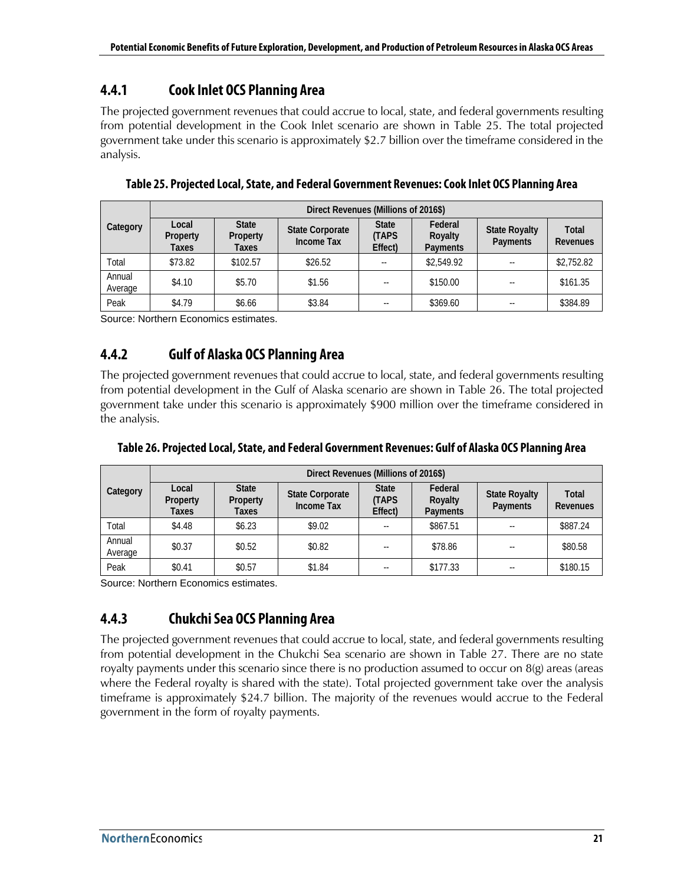### 4.4.1 Cook Inlet OCS Planning Area

The projected government revenues that could accrue to local, state, and federal governments resulting from potential development in the Cook Inlet scenario are shown in Table 25. The total projected government take under this scenario is approximately $2.7 billion over the timeframe considered in the analysis.

**Table 25. Projected Local, State, and Federal Government Revenues: Cook Inlet OCS Planning Area**

| Category | Direct Revenues (Millions of 2016$) | | | | | | |
|---|---|---|---|---|---|---|---|
| | Local Property Taxes | State Property Taxes | State Corporate Income Tax | State (TAPS Effect) | Federal Royalty Payments | State Royalty Payments | Total Revenues |
| Total | $73.82 | $102.57 | $26.52 | -- | $2,549.92 | -- | $2,752.82 |
| Annual Average | $4.10 | $5.70 | $1.56 | -- | $150.00 | -- | $161.35 |
| Peak | $4.79 | $6.66 | $3.84 | -- | $369.60 | -- | $384.89 |

Source: Northern Economics estimates.

### 4.4.2 Gulf of Alaska OCS Planning Area

The projected government revenues that could accrue to local, state, and federal governments resulting from potential development in the Gulf of Alaska scenario are shown in Table 26. The total projected government take under this scenario is approximately $900 million over the timeframe considered in the analysis.

**Table 26. Projected Local, State, and Federal Government Revenues: Gulf of Alaska OCS Planning Area**

| Category | Direct Revenues (Millions of 2016$) | | | | | | |
|---|---|---|---|---|---|---|---|
| | Local Property Taxes | State Property Taxes | State Corporate Income Tax | State (TAPS Effect) | Federal Royalty Payments | State Royalty Payments | Total Revenues |
| Total | $4.48 | $6.23 | $9.02 | -- | $867.51 | -- | $887.24 |
| Annual Average | $0.37 | $0.52 | $0.82 | -- | $78.86 | -- | $80.58 |
| Peak | $0.41 | $0.57 | $1.84 | -- | $177.33 | -- | $180.15 |

Source: Northern Economics estimates.

### 4.4.3 Chukchi Sea OCS Planning Area

The projected government revenues that could accrue to local, state, and federal governments resulting from potential development in the Chukchi Sea scenario are shown in Table 27. There are no state royalty payments under this scenario since there is no production assumed to occur on 8(g) areas (areas where the Federal royalty is shared with the state). Total projected government take over the analysis timeframe is approximately $24.7 billion. The majority of the revenues would accrue to the Federal government in the form of royalty payments.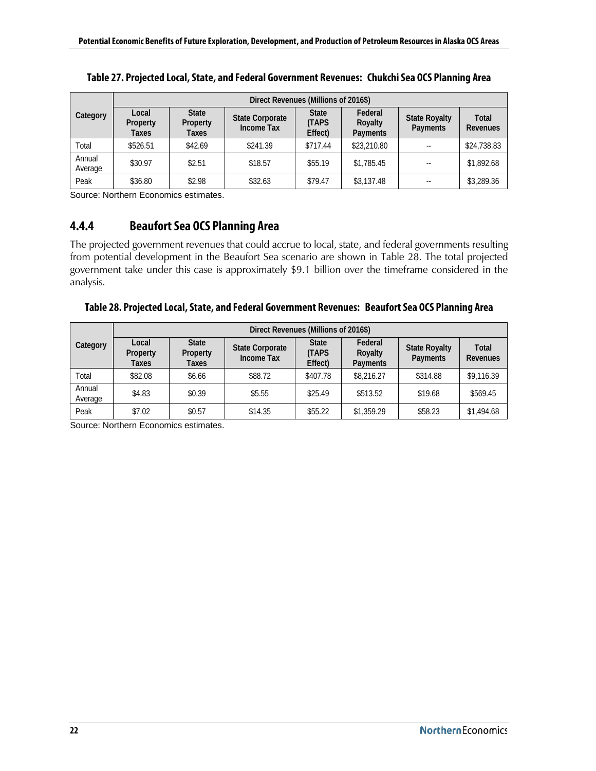**Table 27. Projected Local, State, and Federal Government Revenues: Chukchi Sea OCS Planning Area**

| Category | Direct Revenues (Millions of 2016$) | | | | | | |
|---|---|---|---|---|---|---|---|
| | Local Property Taxes | State Property Taxes | State Corporate Income Tax | State (TAPS Effect) | Federal Royalty Payments | State Royalty Payments | Total Revenues |
| Total | $526.51 | $42.69 | $241.39 | $717.44 | $23,210.80 | -- | $24,738.83 |
| Annual Average | $30.97 | $2.51 | $18.57 | $55.19 | $1,785.45 | -- | $1,892.68 |
| Peak | $36.80 | $2.98 | $32.63 | $79.47 | $3,137.48 | -- | $3,289.36 |

Source: Northern Economics estimates.

### 4.4.4 Beaufort Sea OCS Planning Area

The projected government revenues that could accrue to local, state, and federal governments resulting from potential development in the Beaufort Sea scenario are shown in Table 28. The total projected government take under this case is approximately $9.1 billion over the timeframe considered in the analysis.

**Table 28. Projected Local, State, and Federal Government Revenues: Beaufort Sea OCS Planning Area**

| Category | Direct Revenues (Millions of 2016$) | | | | | | |
|---|---|---|---|---|---|---|---|
| | Local Property Taxes | State Property Taxes | State Corporate Income Tax | State (TAPS Effect) | Federal Royalty Payments | State Royalty Payments | Total Revenues |
| Total | $82.08 | $6.66 | $88.72 | $407.78 | $8,216.27 | $314.88 | $9,116.39 |
| Annual Average | $4.83 | $0.39 | $5.55 | $25.49 | $513.52 | $19.68 | $569.45 |
| Peak | $7.02 | $0.57 | $14.35 | $55.22 | $1,359.29 | $58.23 | $1,494.68 |

Source: Northern Economics estimates.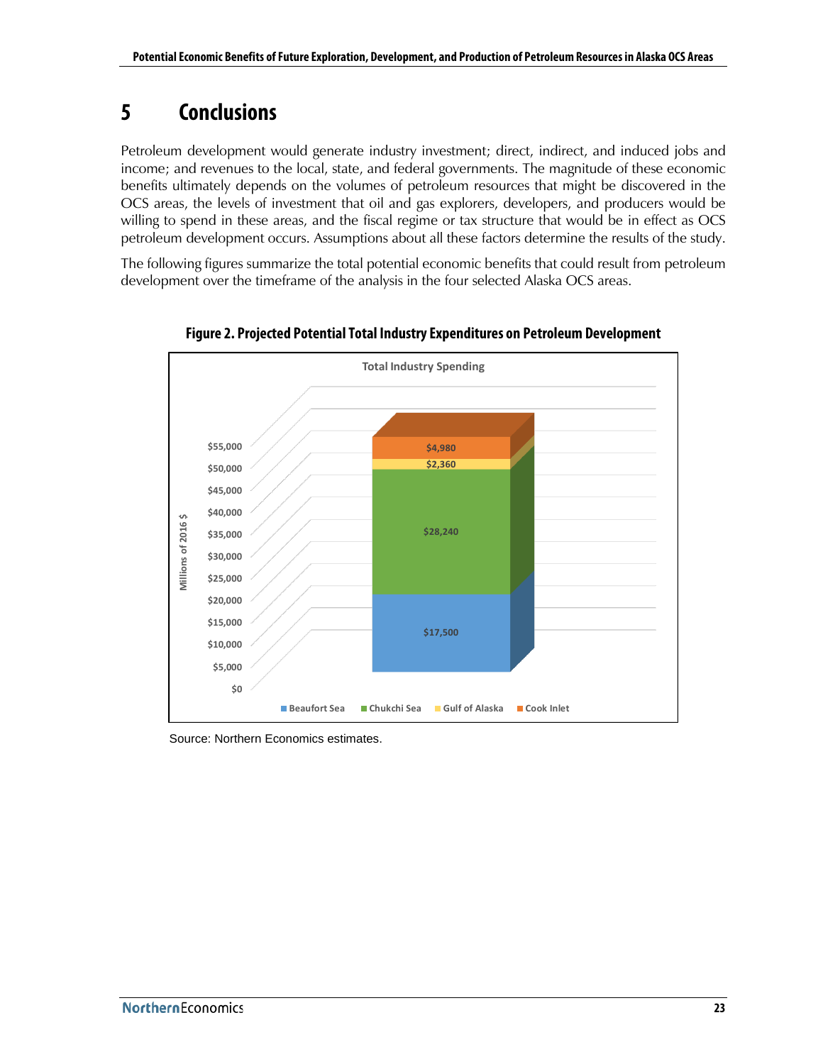# 5 Conclusions

Petroleum development would generate industry investment; direct, indirect, and induced jobs and income; and revenues to the local, state, and federal governments. The magnitude of these economic benefits ultimately depends on the volumes of petroleum resources that might be discovered in the OCS areas, the levels of investment that oil and gas explorers, developers, and producers would be willing to spend in these areas, and the fiscal regime or tax structure that would be in effect as OCS petroleum development occurs. Assumptions about all these factors determine the results of the study.

The following figures summarize the total potential economic benefits that could result from petroleum development over the timeframe of the analysis in the four selected Alaska OCS areas.

**Figure 2. Projected Potential Total Industry Expenditures on Petroleum Development**

Total Industry Spending

| Area | Millions of 2016 $ |
|---|---|
| Beaufort Sea | $17,500 |
| Chukchi Sea | $28,240 |
| Gulf of Alaska | $2,360 |
| Cook Inlet | $4,980 |

Source: Northern Economics estimates.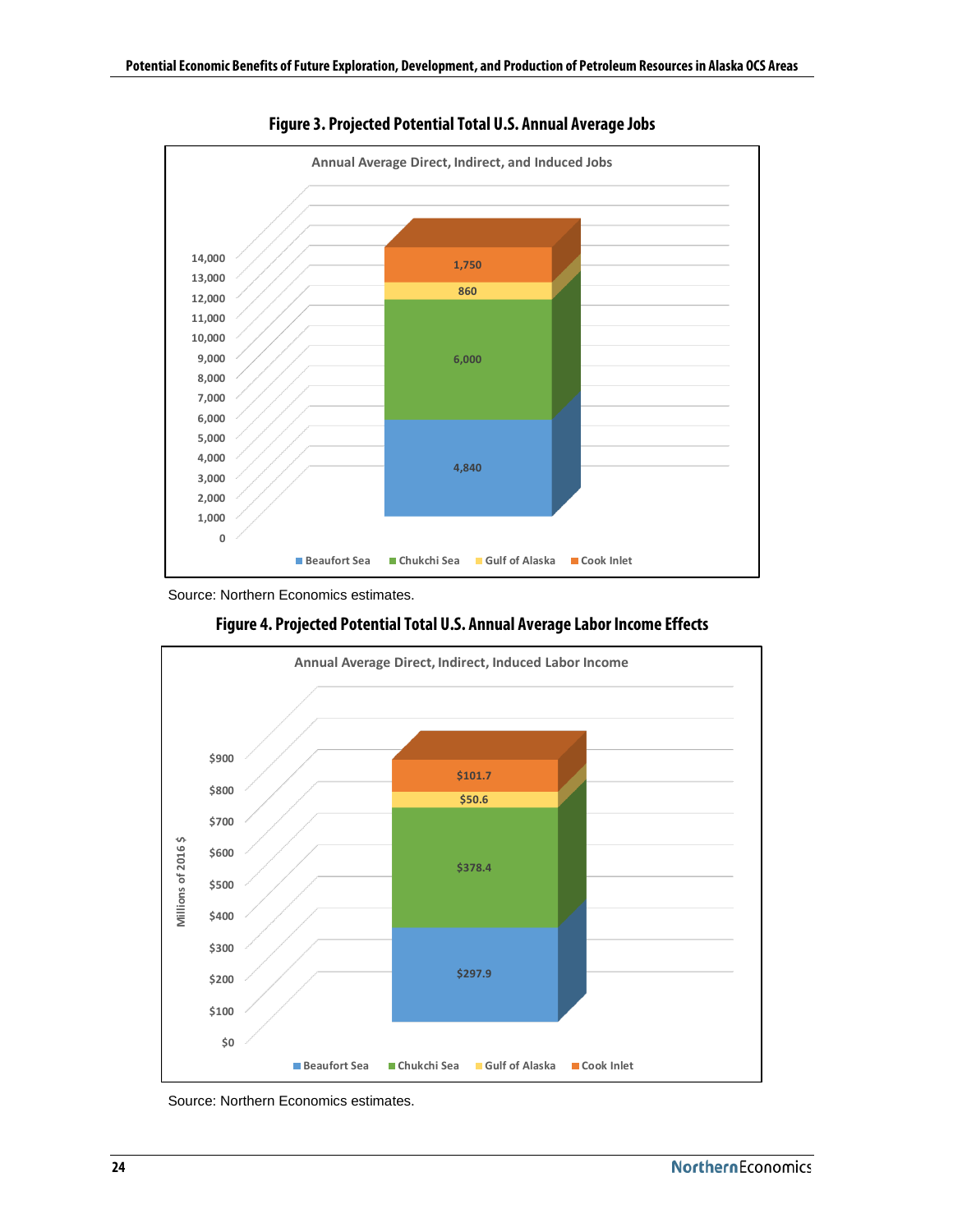**Figure 3. Projected Potential Total U.S. Annual Average Jobs**

Annual Average Direct, Indirect, and Induced Jobs

| Region | Jobs |
|---|---|
| Beaufort Sea | 4,840 |
| Chukchi Sea | 6,000 |
| Gulf of Alaska | 860 |
| Cook Inlet | 1,750 |

Source: Northern Economics estimates.

**Figure 4. Projected Potential Total U.S. Annual Average Labor Income Effects**

Annual Average Direct, Indirect, Induced Labor Income

| Region | Millions of 2016 $ |
|---|---|
| Beaufort Sea | $297.9 |
| Chukchi Sea | $378.4 |
| Gulf of Alaska | $50.6 |
| Cook Inlet | $101.7 |

Source: Northern Economics estimates.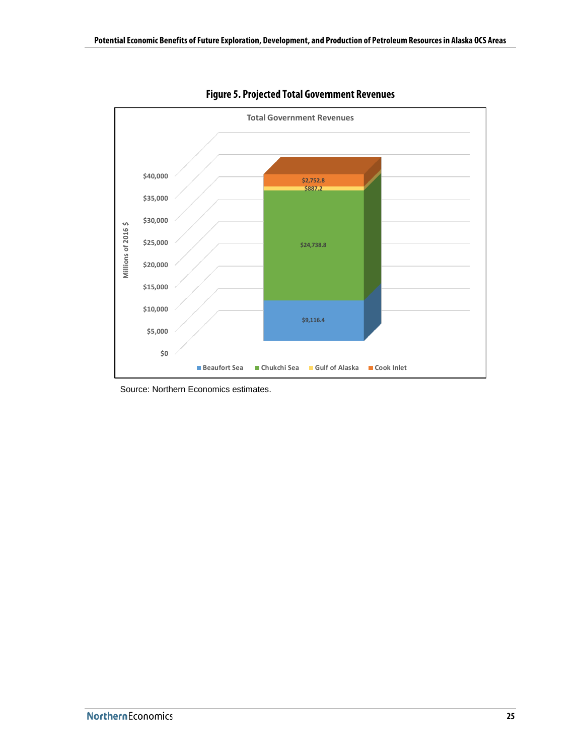**Figure 5. Projected Total Government Revenues**

Total Government Revenues

| Area | Millions of 2016 $ |
|---|---|
| Beaufort Sea | $9,116.4 |
| Chukchi Sea | $24,738.8 |
| Gulf of Alaska | $887.2 |
| Cook Inlet | $2,752.8 |

Source: Northern Economics estimates.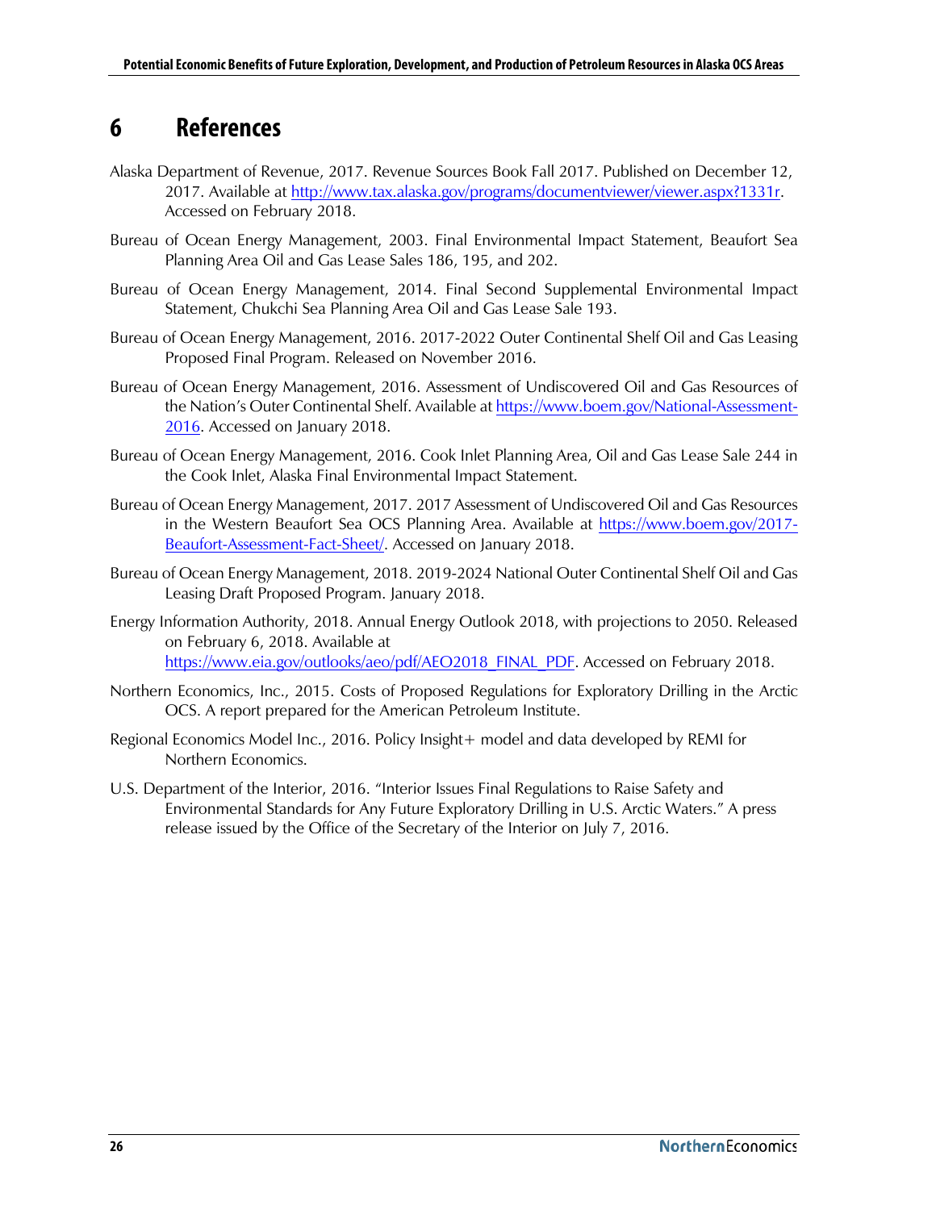# 6 References

Alaska Department of Revenue, 2017. Revenue Sources Book Fall 2017. Published on December 12, 2017. Available at http://www.tax.alaska.gov/programs/documentviewer/viewer.aspx?1331r. Accessed on February 2018.

Bureau of Ocean Energy Management, 2003. Final Environmental Impact Statement, Beaufort Sea Planning Area Oil and Gas Lease Sales 186, 195, and 202.

Bureau of Ocean Energy Management, 2014. Final Second Supplemental Environmental Impact Statement, Chukchi Sea Planning Area Oil and Gas Lease Sale 193.

Bureau of Ocean Energy Management, 2016. 2017-2022 Outer Continental Shelf Oil and Gas Leasing Proposed Final Program. Released on November 2016.

Bureau of Ocean Energy Management, 2016. Assessment of Undiscovered Oil and Gas Resources of the Nation's Outer Continental Shelf. Available at https://www.boem.gov/National-Assessment-2016. Accessed on January 2018.

Bureau of Ocean Energy Management, 2016. Cook Inlet Planning Area, Oil and Gas Lease Sale 244 in the Cook Inlet, Alaska Final Environmental Impact Statement.

Bureau of Ocean Energy Management, 2017. 2017 Assessment of Undiscovered Oil and Gas Resources in the Western Beaufort Sea OCS Planning Area. Available at https://www.boem.gov/2017-Beaufort-Assessment-Fact-Sheet/. Accessed on January 2018.

Bureau of Ocean Energy Management, 2018. 2019-2024 National Outer Continental Shelf Oil and Gas Leasing Draft Proposed Program. January 2018.

Energy Information Authority, 2018. Annual Energy Outlook 2018, with projections to 2050. Released on February 6, 2018. Available at https://www.eia.gov/outlooks/aeo/pdf/AEO2018_FINAL_PDF. Accessed on February 2018.

Northern Economics, Inc., 2015. Costs of Proposed Regulations for Exploratory Drilling in the Arctic OCS. A report prepared for the American Petroleum Institute.

Regional Economics Model Inc., 2016. Policy Insight+ model and data developed by REMI for Northern Economics.

U.S. Department of the Interior, 2016. "Interior Issues Final Regulations to Raise Safety and Environmental Standards for Any Future Exploratory Drilling in U.S. Arctic Waters." A press release issued by the Office of the Secretary of the Interior on July 7, 2016.